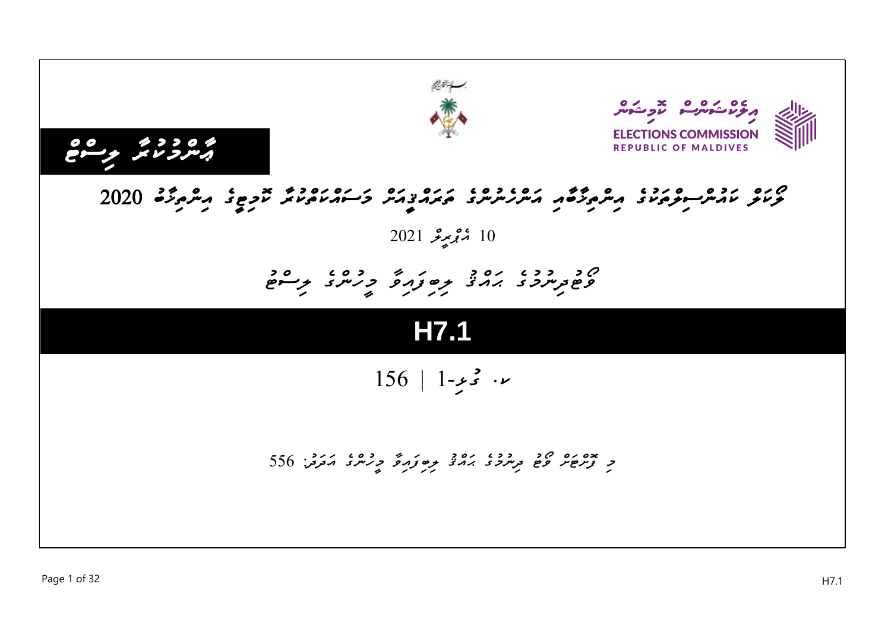ELECTIONS COMMISSION

REPUBLIC OF MALDIVES

އިންތިޚާބާތު ކޮމިޝަން

އާންމުކުރާ ލިސްޓް

# ލޯކަލް ކައުންސިލްތަކުގެ އިންތިޚާބާއި އަންހެނުންގެ ތަރައްޤީއަށް މަސައްކަތްކުރާ ކޮމިޓީގެ އިންތިޚާބު 2020

10 އެޕްރީލް 2021

## ވޯޓުދިނުމުގެ ހައްޤު ލިބިފައިވާ މީހުންގެ ލިސްޓު

# H7.1

## ކ. ގުރައިދޫ-1 | 156

މި ޖަދުވަލް ވޯޓު ދިނުމުގެ ހައްޤު ލިބިފައިވާ މީހުންގެ އަދަދު: 556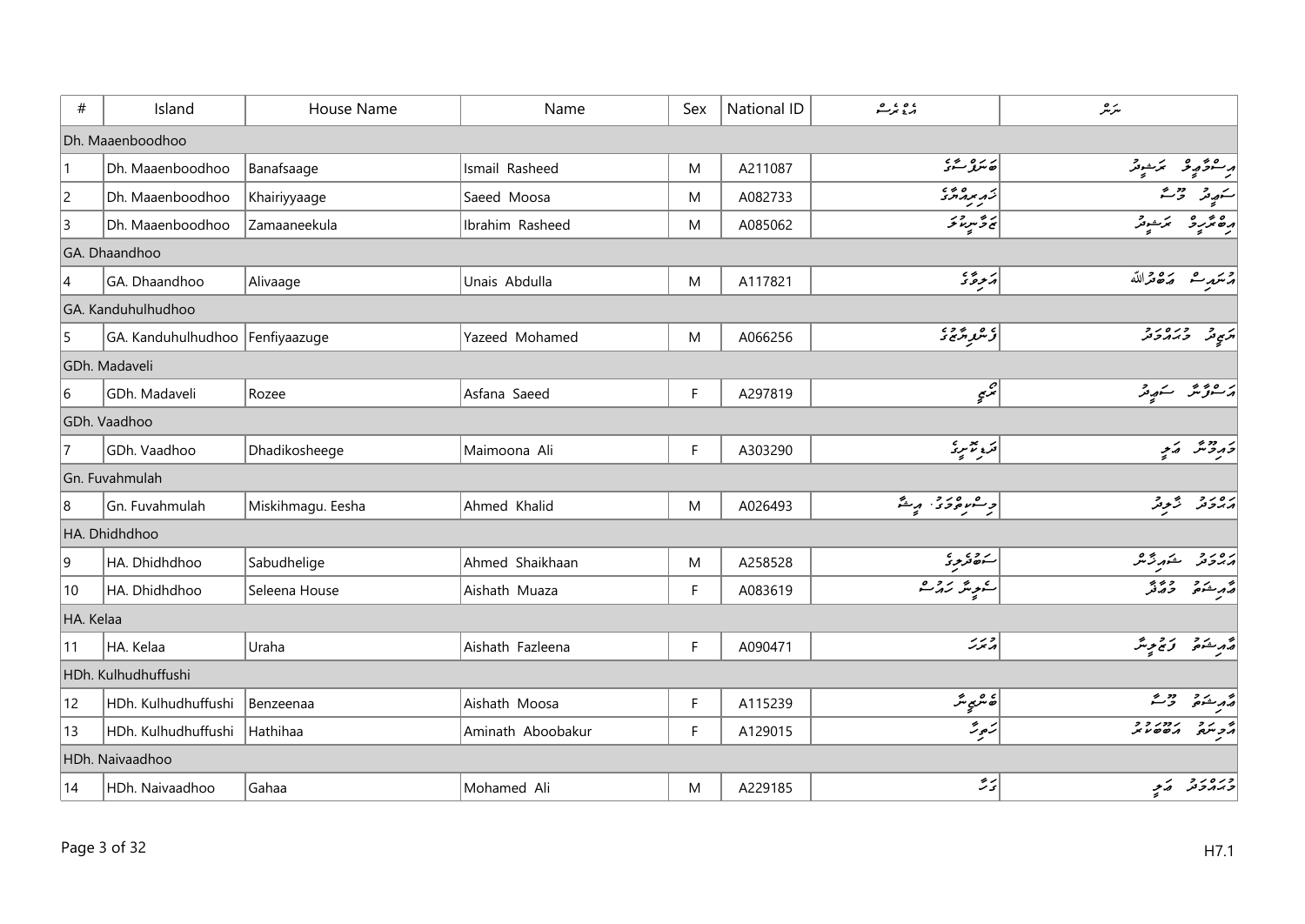| # | Island | House Name | Name | Sex | National ID | ދާއިރާ | ނަން |
|---|---|---|---|---|---|---|---|
| Dh. Maaenboodhoo | | | | | | | |
| 1 | Dh. Maaenboodhoo | Banafsaage | Ismail Rasheed | M | A211087 | ބަނަފްސާގެ | އިސްމާއިލް ރަޝީދު |
| 2 | Dh. Maaenboodhoo | Khairiyyaage | Saeed Moosa | M | A082733 | ޚައިރިއްޔާގެ | ސައީދު މޫސާ |
| 3 | Dh. Maaenboodhoo | Zamaaneekula | Ibrahim Rasheed | M | A085062 | ޒަމާނީކުލަ | އިބްރާހީމް ރަޝީދު |
| GA. Dhaandhoo | | | | | | | |
| 4 | GA. Dhaandhoo | Alivaage | Unais Abdulla | M | A117821 | އަލިވާގެ | އުނައިސް އަބްދުﷲ |
| GA. Kanduhulhudhoo | | | | | | | |
| 5 | GA. Kanduhulhudhoo | Fenfiyaazuge | Yazeed Mohamed | M | A066256 | ފެންފިޔާޒުގެ | ޔަޒީދު މުހައްމަދު |
| GDh. Madaveli | | | | | | | |
| 6 | GDh. Madaveli | Rozee | Asfana Saeed | F | A297819 | ރޯޒީ | އަސްފާނާ ސައީދު |
| GDh. Vaadhoo | | | | | | | |
| 7 | GDh. Vaadhoo | Dhadikosheege | Maimoona Ali | F | A303290 | ދަދިކޮށީގެ | މައިމޫނާ އަލި |
| Gn. Fuvahmulah | | | | | | | |
| 8 | Gn. Fuvahmulah | Miskihmagu. Eesha | Ahmed Khalid | M | A026493 | މިސްކިއްމަގު. އީޝާ | އަހުމަދު ޚާލިދު |
| HA. Dhidhdhoo | | | | | | | |
| 9 | HA. Dhidhdhoo | Sabudhelige | Ahmed Shaikhaan | M | A258528 | ސަބުދެލިގެ | އަހުމަދު ޝައިހާން |
| 10 | HA. Dhidhdhoo | Seleena House | Aishath Muaza | F | A083619 | ސެލީނާ ހައުސް | އައިޝަތު މުއާޒާ |
| HA. Kelaa | | | | | | | |
| 11 | HA. Kelaa | Uraha | Aishath Fazleena | F | A090471 | އުރަހަ | އައިޝަތު ފަޟްލީނާ |
| HDh. Kulhudhuffushi | | | | | | | |
| 12 | HDh. Kulhudhuffushi | Benzeenaa | Aishath Moosa | F | A115239 | ބެންޒީނާ | އައިޝަތު މޫސާ |
| 13 | HDh. Kulhudhuffushi | Hathihaa | Aminath Aboobakur | F | A129015 | ހަތިހާ | އާމިނަތު އަބޫބަކުރު |
| HDh. Naivaadhoo | | | | | | | |
| 14 | HDh. Naivaadhoo | Gahaa | Mohamed Ali | M | A229185 | ގަހާ | މުހައްމަދު އަލި |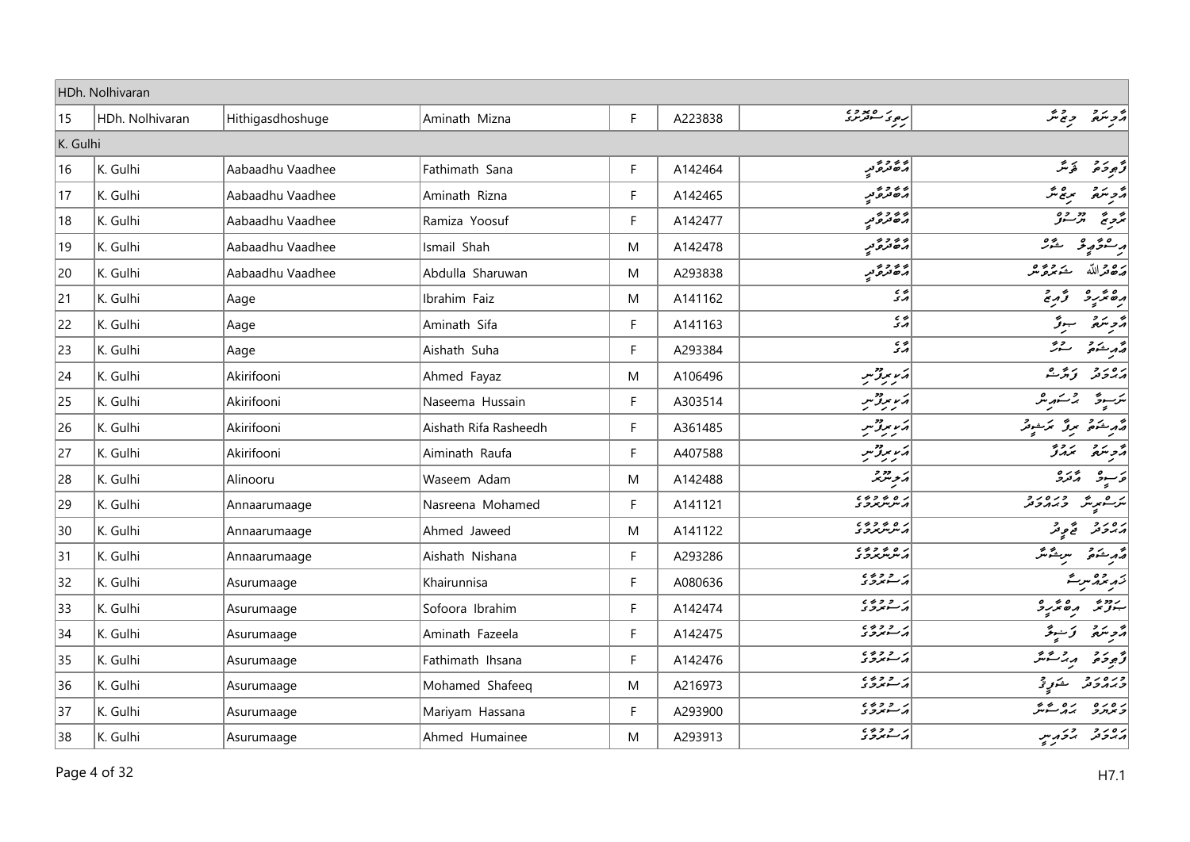| HDh. Nolhivaran | | | | | | |
|---|---|---|---|---|---|---|
| 15 | HDh. Nolhivaran | Hithigasdhoshuge | Aminath Mizna | F | A223838 | ހިތިގަސްދޮށުގެ | އާމިނަތު މިޒްނާ |
| K. Gulhi | | | | | | | |
| 16 | K. Gulhi | Aabaadhu Vaadhee | Fathimath Sana | F | A142464 | އާބާދުވާދީ | ފާތިމަތު ސަނާ |
| 17 | K. Gulhi | Aabaadhu Vaadhee | Aminath Rizna | F | A142465 | އާބާދުވާދީ | އާމިނަތު ރިޒްނާ |
| 18 | K. Gulhi | Aabaadhu Vaadhee | Ramiza Yoosuf | F | A142477 | އާބާދުވާދީ | ރާމިޒާ ޔޫސުފް |
| 19 | K. Gulhi | Aabaadhu Vaadhee | Ismail Shah | M | A142478 | އާބާދުވާދީ | އިސްމާޢީލް ޝާހް |
| 20 | K. Gulhi | Aabaadhu Vaadhee | Abdulla Sharuwan | M | A293838 | އާބާދުވާދީ | އަބްދުﷲ ޝަރުވާން |
| 21 | K. Gulhi | Aage | Ibrahim Faiz | M | A141162 | އާގެ | އިބްރާހީމް ފާއިޒް |
| 22 | K. Gulhi | Aage | Aminath Sifa | F | A141163 | އާގެ | އާމިނަތު ސިފާ |
| 23 | K. Gulhi | Aage | Aishath Suha | F | A293384 | އާގެ | އާއިޝަތު ސުހާ |
| 24 | K. Gulhi | Akirifooni | Ahmed Fayaz | M | A106496 | އަކިރިފޫނި | އަޙްމަދު ފަޔާޒް |
| 25 | K. Gulhi | Akirifooni | Naseema Hussain | F | A303514 | އަކިރިފޫނި | ނަސީމާ ޙުސައިން |
| 26 | K. Gulhi | Akirifooni | Aishath Rifa Rasheedh | F | A361485 | އަކިރިފޫނި | އާއިޝަތު ރިފާ ރަޝީދު |
| 27 | K. Gulhi | Akirifooni | Aiminath Raufa | F | A407588 | އަކިރިފޫނި | އާމިނަތު ރައުފާ |
| 28 | K. Gulhi | Alinooru | Waseem Adam | M | A142488 | އަލިނޫރު | ވަސީމް އާދަމް |
| 29 | K. Gulhi | Annaarumaage | Nasreena Mohamed | F | A141121 | އަންނާރުމާގެ | ނަސްރީނާ މުޙައްމަދު |
| 30 | K. Gulhi | Annaarumaage | Ahmed Jaweed | M | A141122 | އަންނާރުމާގެ | އަޙްމަދު ޖާވީދު |
| 31 | K. Gulhi | Annaarumaage | Aishath Nishana | F | A293286 | އަންނާރުމާގެ | އާއިޝަތު ނިޝާނާ |
| 32 | K. Gulhi | Asurumaage | Khairunnisa | F | A080636 | އަސުރުމާގެ | ޚައިރުއްނިސާ |
| 33 | K. Gulhi | Asurumaage | Sofoora Ibrahim | F | A142474 | އަސުރުމާގެ | ސަފޫރާ އިބްރާހީމް |
| 34 | K. Gulhi | Asurumaage | Aminath Fazeela | F | A142475 | އަސުރުމާގެ | އާމިނަތު ފަޟީލާ |
| 35 | K. Gulhi | Asurumaage | Fathimath Ihsana | F | A142476 | އަސުރުމާގެ | ފާތިމަތު އިޙްސާނާ |
| 36 | K. Gulhi | Asurumaage | Mohamed Shafeeq | M | A216973 | އަސުރުމާގެ | މުޙައްމަދު ޝަފީޤު |
| 37 | K. Gulhi | Asurumaage | Mariyam Hassana | F | A293900 | އަސުރުމާގެ | މަރިޔަމް ޙައްސާނާ |
| 38 | K. Gulhi | Asurumaage | Ahmed Humainee | M | A293913 | އަސުރުމާގެ | އަޙްމަދު ހުމައިނީ |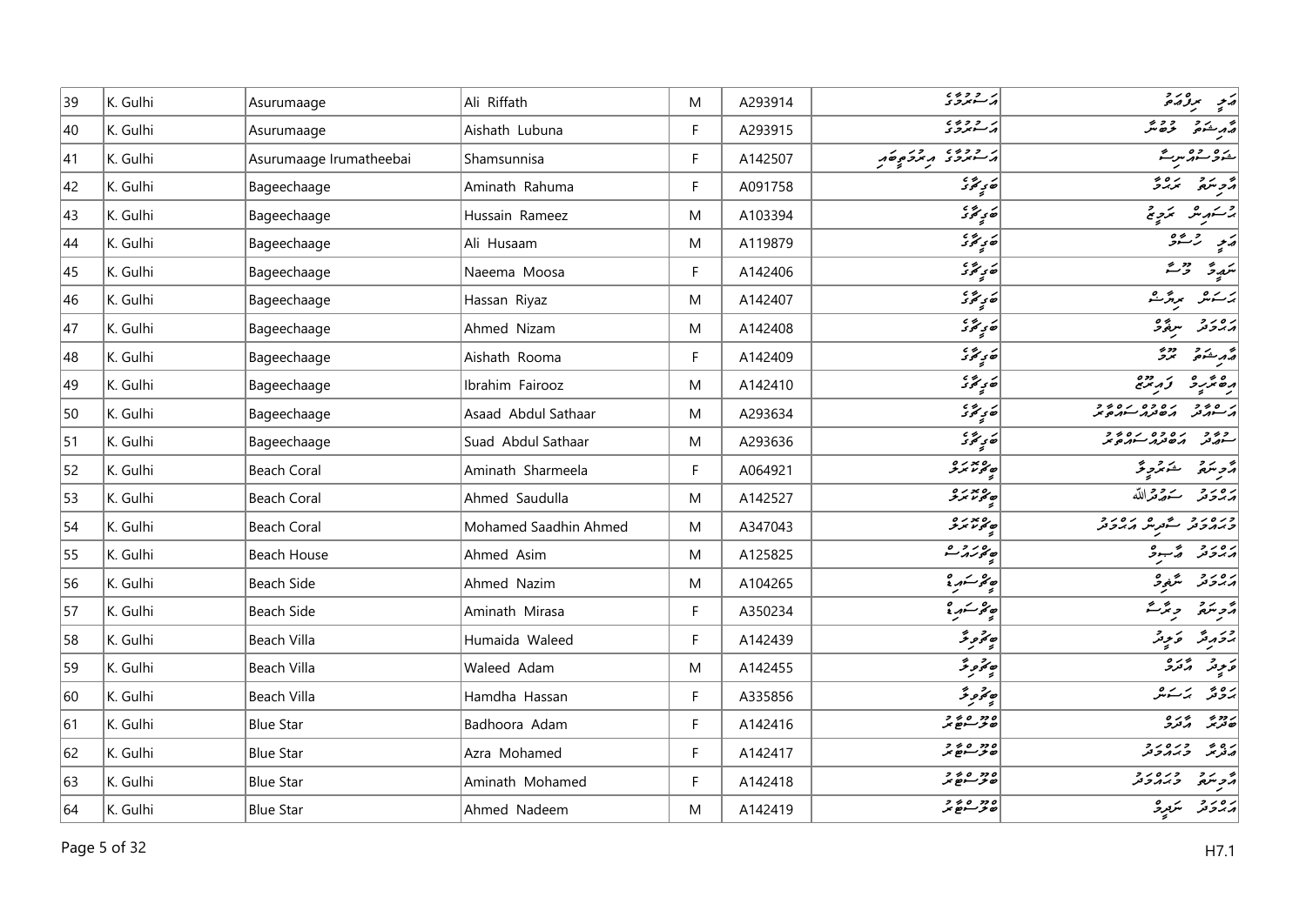| 39 | K. Gulhi | Asurumaage | Ali Riffath | M | A293914 | އަސުރުމާގެ | އަލި ރިފްއަތު |
|---|---|---|---|---|---|---|---|
| 40 | K. Gulhi | Asurumaage | Aishath Lubuna | F | A293915 | އަސުރުމާގެ | އައިޝަތު ލުބުނާ |
| 41 | K. Gulhi | Asurumaage Irumatheebai | Shamsunnisa | F | A142507 | އަސުރުމާގެ އިރުމަތީބައި | ޝަމްސުންނިސާ |
| 42 | K. Gulhi | Bageechaage | Aminath Rahuma | F | A091758 | ބަގީޗާގެ | އާމިނަތު ރަހުމާ |
| 43 | K. Gulhi | Bageechaage | Hussain Rameez | M | A103394 | ބަގީޗާގެ | ޙުސައިން ރަމީޒު |
| 44 | K. Gulhi | Bageechaage | Ali Husaam | M | A119879 | ބަގީޗާގެ | އަލި ހުސާމް |
| 45 | K. Gulhi | Bageechaage | Naeema Moosa | F | A142406 | ބަގީޗާގެ | ނައީމާ މޫސާ |
| 46 | K. Gulhi | Bageechaage | Hassan Riyaz | M | A142407 | ބަގީޗާގެ | ހަސަން ރިޔާޒް |
| 47 | K. Gulhi | Bageechaage | Ahmed Nizam | M | A142408 | ބަގީޗާގެ | އަޙްމަދު ނިޒާމް |
| 48 | K. Gulhi | Bageechaage | Aishath Rooma | F | A142409 | ބަގީޗާގެ | އައިޝަތު ރޫމާ |
| 49 | K. Gulhi | Bageechaage | Ibrahim Fairooz | M | A142410 | ބަގީޗާގެ | އިބްރާހިމް ފައިރޫޒު |
| 50 | K. Gulhi | Bageechaage | Asaad Abdul Sathaar | M | A293634 | ބަގީޗާގެ | އަސްޢަދު އަބްދުލްސައްތާރު |
| 51 | K. Gulhi | Bageechaage | Suad Abdul Sathaar | M | A293636 | ބަގީޗާގެ | ސުޢާދު އަބްދުލްސައްތާރު |
| 52 | K. Gulhi | Beach Coral | Aminath Sharmeela | F | A064921 | ބީޗްކޯރަލް | އާމިނަތު ޝަރުމީލާ |
| 53 | K. Gulhi | Beach Coral | Ahmed Saudulla | M | A142527 | ބީޗްކޯރަލް | އަޙްމަދު ސަޢުދުﷲ |
| 54 | K. Gulhi | Beach Coral | Mohamed Saadhin Ahmed | M | A347043 | ބީޗްކޯރަލް | މުޙައްމަދު ސާދިން އަޙްމަދު |
| 55 | K. Gulhi | Beach House | Ahmed Asim | M | A125825 | ބީޗްހައުސް | އަޙްމަދު އާސިމް |
| 56 | K. Gulhi | Beach Side | Ahmed Nazim | M | A104265 | ބީޗްސައިޑް | އަޙްމަދު ނާޒިމް |
| 57 | K. Gulhi | Beach Side | Aminath Mirasa | F | A350234 | ބީޗްސައިޑް | އާމިނަތު މިރާސާ |
| 58 | K. Gulhi | Beach Villa | Humaida Waleed | F | A142439 | ބީޗްވިލާ | ހުމައިދާ ވަލީދު |
| 59 | K. Gulhi | Beach Villa | Waleed Adam | M | A142455 | ބީޗްވިލާ | ވަލީދު އާދަމް |
| 60 | K. Gulhi | Beach Villa | Hamdha Hassan | F | A335856 | ބީޗްވިލާ | ހަމްދާ ހަސަން |
| 61 | K. Gulhi | Blue Star | Badhoora Adam | F | A142416 | ބްލޫސްޓާރ | ބަދޫރާ އާދަމް |
| 62 | K. Gulhi | Blue Star | Azra Mohamed | F | A142417 | ބްލޫސްޓާރ | އަޒްރާ މުޙައްމަދު |
| 63 | K. Gulhi | Blue Star | Aminath Mohamed | F | A142418 | ބްލޫސްޓާރ | އާމިނަތު މުޙައްމަދު |
| 64 | K. Gulhi | Blue Star | Ahmed Nadeem | M | A142419 | ބްލޫސްޓާރ | އަޙްމަދު ނަދީމް |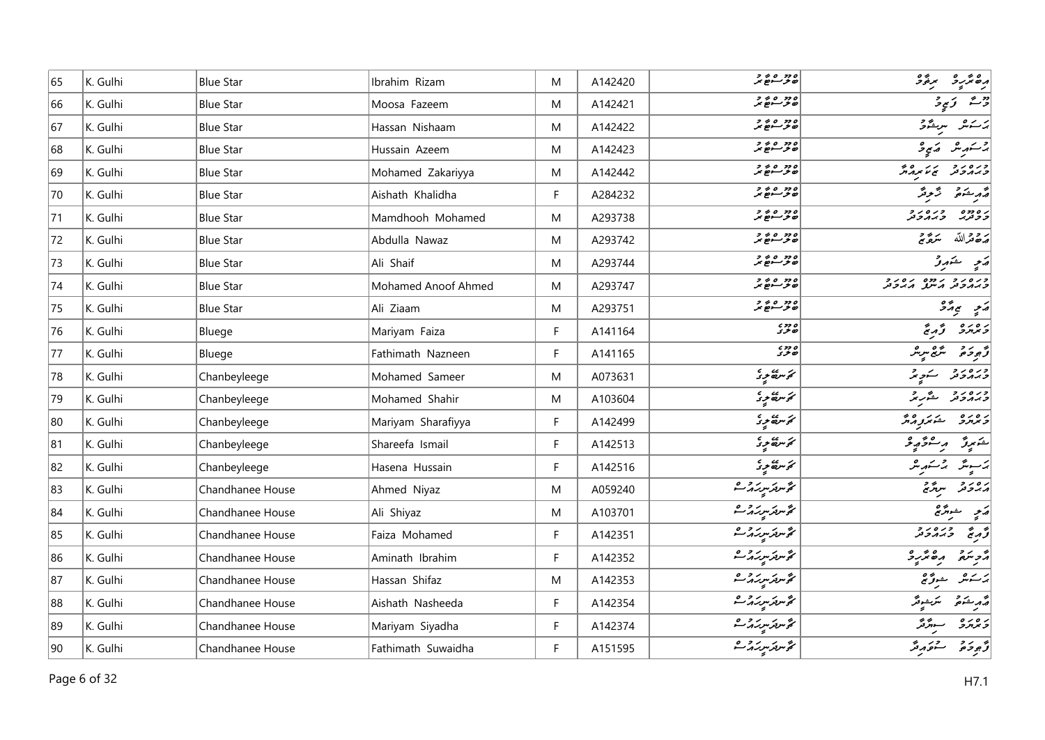| 65 | K. Gulhi | Blue Star | Ibrahim Rizam | M | A142420 | ބުލޫސްޓާރ | އިބްރާހީމް ރިޒާމް |
|---|---|---|---|---|---|---|---|
| 66 | K. Gulhi | Blue Star | Moosa Fazeem | M | A142421 | ބުލޫސްޓާރ | މޫސާ ފަޒީމް |
| 67 | K. Gulhi | Blue Star | Hassan Nishaam | M | A142422 | ބުލޫސްޓާރ | ހަސަން ނިޝާމް |
| 68 | K. Gulhi | Blue Star | Hussain Azeem | M | A142423 | ބުލޫސްޓާރ | ހުސައިން އަޒީމް |
| 69 | K. Gulhi | Blue Star | Mohamed Zakariyya | M | A142442 | ބުލޫސްޓާރ | މުޙައްމަދު ޒަކަރިއްޔާ |
| 70 | K. Gulhi | Blue Star | Aishath Khalidha | F | A284232 | ބުލޫސްޓާރ | އައިޝަތު ޚާލިދާ |
| 71 | K. Gulhi | Blue Star | Mamdhooh Mohamed | M | A293738 | ބުލޫސްޓާރ | މަމްދޫޙް މުޙައްމަދު |
| 72 | K. Gulhi | Blue Star | Abdulla Nawaz | M | A293742 | ބުލޫސްޓާރ | އަބްދުﷲ ނަވާޒް |
| 73 | K. Gulhi | Blue Star | Ali Shaif | M | A293744 | ބުލޫސްޓާރ | އަލި ޝާއިފް |
| 74 | K. Gulhi | Blue Star | Mohamed Anoof Ahmed | M | A293747 | ބުލޫސްޓާރ | މުޙައްމަދު އަނޫފް އަޙްމަދު |
| 75 | K. Gulhi | Blue Star | Ali Ziaam | M | A293751 | ބުލޫސްޓާރ | އަލި ޒިޔާމް |
| 76 | K. Gulhi | Bluege | Mariyam Faiza | F | A141164 | ބުލޫގެ | މަރިޔަމް ފާއިޒާ |
| 77 | K. Gulhi | Bluege | Fathimath Nazneen | F | A141165 | ބުލޫގެ | ފާތިމަތު ނާޒްނީން |
| 78 | K. Gulhi | Chanbeyleege | Mohamed Sameer | M | A073631 | ޗަނބޭލީގެ | މުޙައްމަދު ސަމީރު |
| 79 | K. Gulhi | Chanbeyleege | Mohamed Shahir | M | A103604 | ޗަނބޭލީގެ | މުޙައްމަދު ޝާހިރު |
| 80 | K. Gulhi | Chanbeyleege | Mariyam Sharafiyya | F | A142499 | ޗަނބޭލީގެ | މަރިޔަމް ޝަރަފިއްޔާ |
| 81 | K. Gulhi | Chanbeyleege | Shareefa Ismail | F | A142513 | ޗަނބޭލީގެ | ޝަރީފާ އިސްމާއިލް |
| 82 | K. Gulhi | Chanbeyleege | Hasena Hussain | F | A142516 | ޗަނބޭލީގެ | ހަސީނާ ހުސައިން |
| 83 | K. Gulhi | Chandhanee House | Ahmed Niyaz | M | A059240 | ޗަނދަނީހައުސް | އަޙްމަދު ނިޔާޒް |
| 84 | K. Gulhi | Chandhanee House | Ali Shiyaz | M | A103701 | ޗަނދަނީހައުސް | އަލި ޝިޔާޒް |
| 85 | K. Gulhi | Chandhanee House | Faiza Mohamed | F | A142351 | ޗަނދަނީހައުސް | ފާއިޒާ މުޙައްމަދު |
| 86 | K. Gulhi | Chandhanee House | Aminath Ibrahim | F | A142352 | ޗަނދަނީހައުސް | އާމިނަތު އިބްރާހީމް |
| 87 | K. Gulhi | Chandhanee House | Hassan Shifaz | M | A142353 | ޗަނދަނީހައުސް | ހަސަން ޝިފާޒް |
| 88 | K. Gulhi | Chandhanee House | Aishath Nasheeda | F | A142354 | ޗަނދަނީހައުސް | އައިޝަތު ނަޝީދާ |
| 89 | K. Gulhi | Chandhanee House | Mariyam Siyadha | F | A142374 | ޗަނދަނީހައުސް | މަރިޔަމް ސިޔާދާ |
| 90 | K. Gulhi | Chandhanee House | Fathimath Suwaidha | F | A151595 | ޗަނދަނީހައުސް | ފާތިމަތު ސުވައިދާ |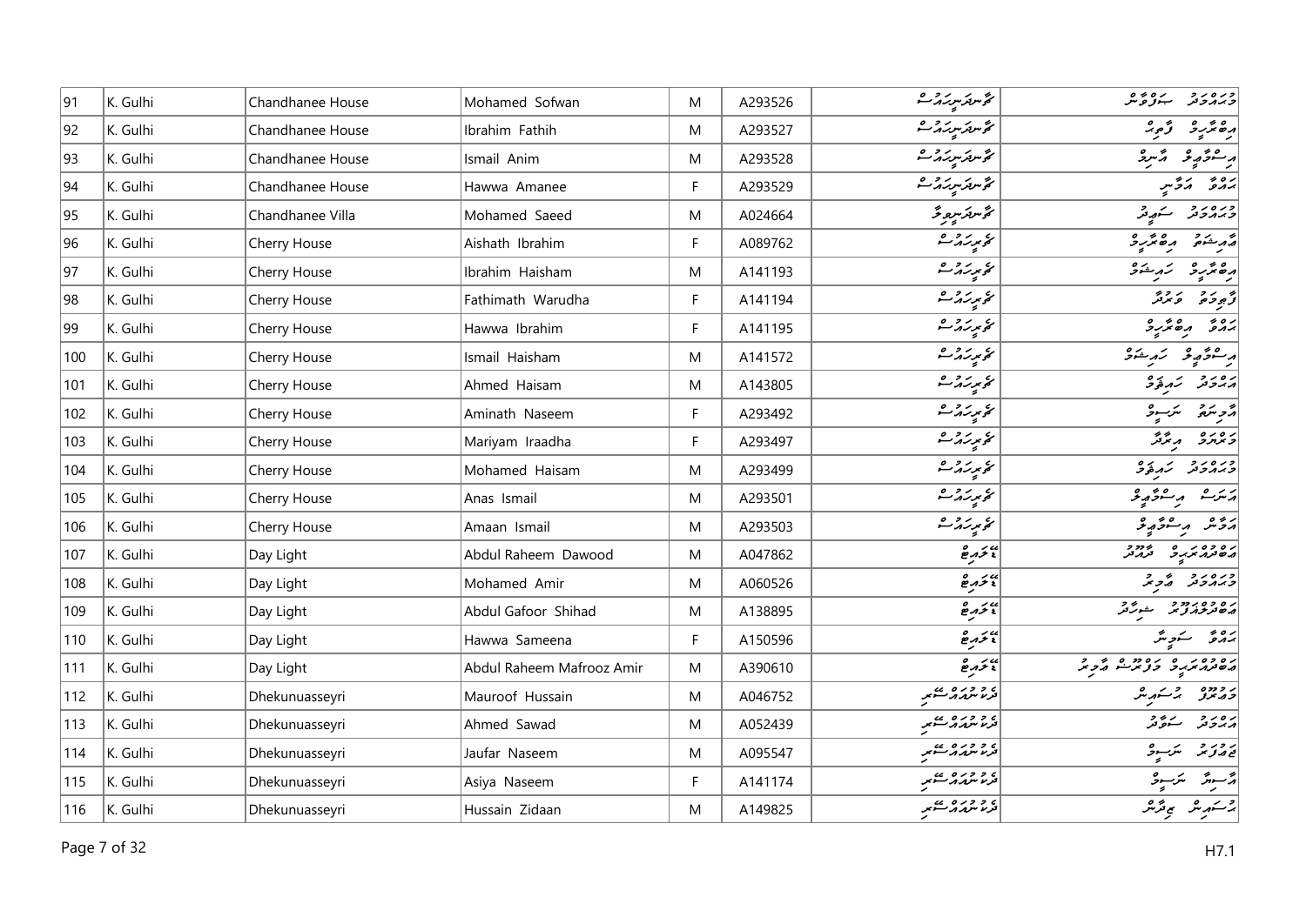| 91 | K. Gulhi | Chandhanee House | Mohamed Sofwan | M | A293526 | ޗަންދަނީހައުސް | މުހައްމަދު ސަފްވާން |
|---|---|---|---|---|---|---|---|
| 92 | K. Gulhi | Chandhanee House | Ibrahim Fathih | M | A293527 | ޗަންދަނީހައުސް | އިބްރާހީމް ފާތިހް |
| 93 | K. Gulhi | Chandhanee House | Ismail Anim | M | A293528 | ޗަންދަނީހައުސް | އިސްމާޢީލް އާނިމް |
| 94 | K. Gulhi | Chandhanee House | Hawwa Amanee | F | A293529 | ޗަންދަނީހައުސް | ހައްވާ އަމާނީ |
| 95 | K. Gulhi | Chandhanee Villa | Mohamed Saeed | M | A024664 | ޗަންދަނީވިލާ | މުހައްމަދު ސަޢީދު |
| 96 | K. Gulhi | Cherry House | Aishath Ibrahim | F | A089762 | ޗެރީހައުސް | އާއިޝަތު އިބްރާހީމް |
| 97 | K. Gulhi | Cherry House | Ibrahim Haisham | M | A141193 | ޗެރީހައުސް | އިބްރާހީމް ހައިޝަމް |
| 98 | K. Gulhi | Cherry House | Fathimath Warudha | F | A141194 | ޗެރީހައުސް | ފާތިމަތު ވަރުދާ |
| 99 | K. Gulhi | Cherry House | Hawwa Ibrahim | F | A141195 | ޗެރީހައުސް | ހައްވާ އިބްރާހީމް |
| 100 | K. Gulhi | Cherry House | Ismail Haisham | M | A141572 | ޗެރީހައުސް | އިސްމާޢީލް ހައިޝަމް |
| 101 | K. Gulhi | Cherry House | Ahmed Haisam | M | A143805 | ޗެރީހައުސް | އަހްމަދު ހައިސަމް |
| 102 | K. Gulhi | Cherry House | Aminath Naseem | F | A293492 | ޗެރީހައުސް | އާމިނަތު ނަސީމް |
| 103 | K. Gulhi | Cherry House | Mariyam Iraadha | F | A293497 | ޗެރީހައުސް | މަރިޔަމް އިރާދާ |
| 104 | K. Gulhi | Cherry House | Mohamed Haisam | M | A293499 | ޗެރީހައުސް | މުހައްމަދު ހައިސަމް |
| 105 | K. Gulhi | Cherry House | Anas Ismail | M | A293501 | ޗެރީހައުސް | އަނަސް އިސްމާޢީލް |
| 106 | K. Gulhi | Cherry House | Amaan Ismail | M | A293503 | ޗެރީހައުސް | އަމާން އިސްމާޢީލް |
| 107 | K. Gulhi | Day Light | Abdul Raheem Dawood | M | A047862 | ޑޭލައިޓް | އަބްދުއްރަޙީމް ދާއޫދު |
| 108 | K. Gulhi | Day Light | Mohamed Amir | M | A060526 | ޑޭލައިޓް | މުހައްމަދު އާމިރު |
| 109 | K. Gulhi | Day Light | Abdul Gafoor Shihad | M | A138895 | ޑޭލައިޓް | އަބްދުލްޣަފޫރު ޝިހާދު |
| 110 | K. Gulhi | Day Light | Hawwa Sameena | F | A150596 | ޑޭލައިޓް | ހައްވާ ސަމީނާ |
| 111 | K. Gulhi | Day Light | Abdul Raheem Mafrooz Amir | M | A390610 | ޑޭލައިޓް | އަބްދުއްރަޙީމް މަފްރޫޒް އާމިރު |
| 112 | K. Gulhi | Dhekunuasseyri | Mauroof Hussain | M | A046752 | ދެކުނުއައްސޭރި | މަޢުރޫފް ހުސައިން |
| 113 | K. Gulhi | Dhekunuasseyri | Ahmed Sawad | M | A052439 | ދެކުނުއައްސޭރި | އަހްމަދު ސަވާދު |
| 114 | K. Gulhi | Dhekunuasseyri | Jaufar Naseem | M | A095547 | ދެކުނުއައްސޭރި | ޖައުފަރު ނަސީމް |
| 115 | K. Gulhi | Dhekunuasseyri | Asiya Naseem | F | A141174 | ދެކުނުއައްސޭރި | އާސިޔާ ނަސީމް |
| 116 | K. Gulhi | Dhekunuasseyri | Hussain Zidaan | M | A149825 | ދެކުނުއައްސޭރި | ހުސައިން ޒިދާން |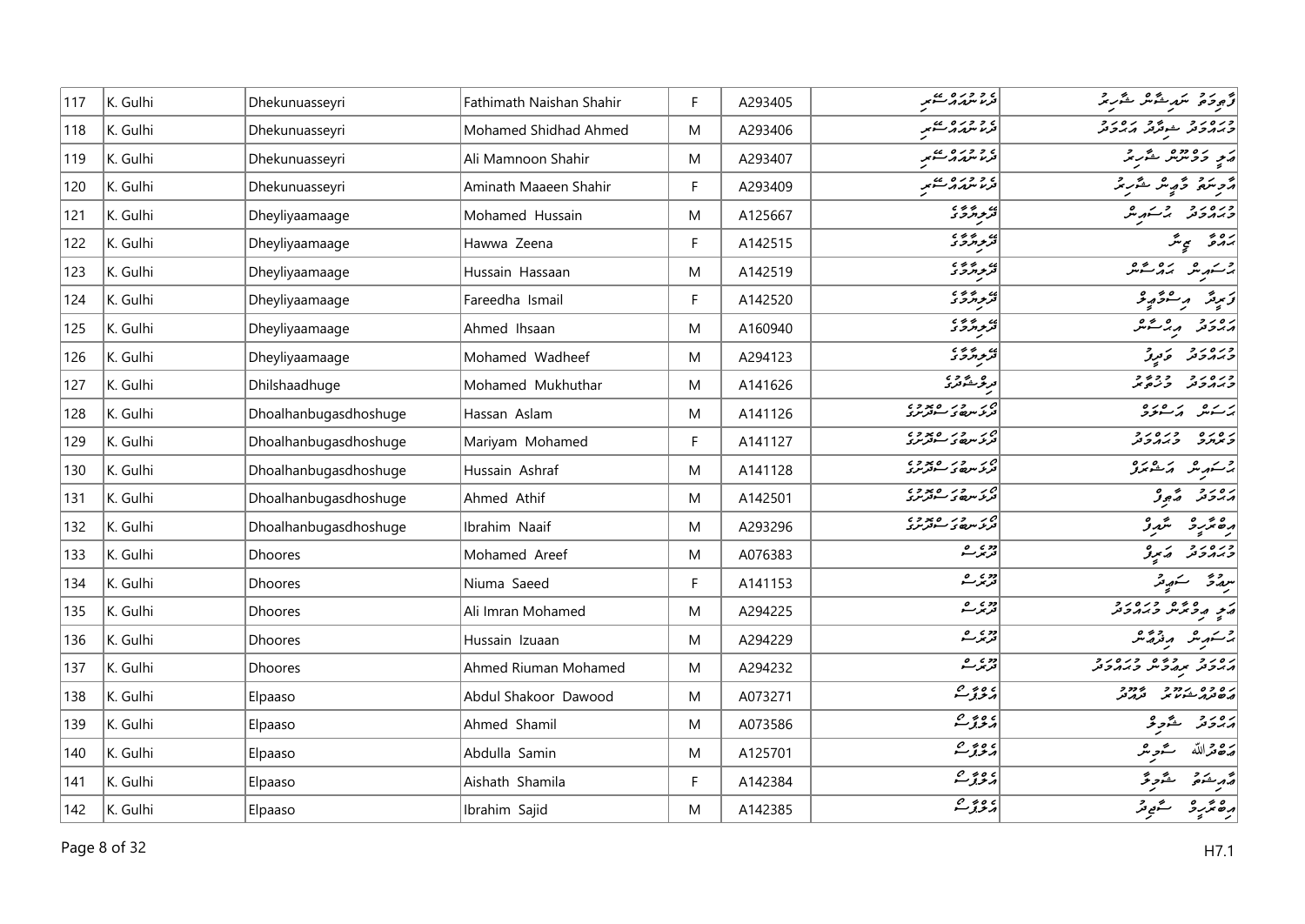| 117 | K. Gulhi | Dhekunuasseyri | Fathimath Naishan Shahir | F | A293405 | ދެކުނުއައްސޭރި | ފާތިމަތު ނައިޝާން ޝާހިރު |
|---|---|---|---|---|---|---|---|
| 118 | K. Gulhi | Dhekunuasseyri | Mohamed Shidhad Ahmed | M | A293406 | ދެކުނުއައްސޭރި | މުހައްމަދު ޝިދާދު އަހުމަދު |
| 119 | K. Gulhi | Dhekunuasseyri | Ali Mamnoon Shahir | M | A293407 | ދެކުނުއައްސޭރި | އަލި މަމްނޫން ޝާހިރު |
| 120 | K. Gulhi | Dhekunuasseyri | Aminath Maaeen Shahir | F | A293409 | ދެކުނުއައްސޭރި | އާމިނަތު މާއީން ޝާހިރު |
| 121 | K. Gulhi | Dheyliyaamaage | Mohamed Hussain | M | A125667 | ދޭލިޔާމާގެ | މުހައްމަދު ހުސައިން |
| 122 | K. Gulhi | Dheyliyaamaage | Hawwa Zeena | F | A142515 | ދޭލިޔާމާގެ | ހައްވާ ޒީނާ |
| 123 | K. Gulhi | Dheyliyaamaage | Hussain Hassaan | M | A142519 | ދޭލިޔާމާގެ | ހުސައިން ހައްސާން |
| 124 | K. Gulhi | Dheyliyaamaage | Fareedha Ismail | F | A142520 | ދޭލިޔާމާގެ | ފަރީދާ އިސްމާއީލް |
| 125 | K. Gulhi | Dheyliyaamaage | Ahmed Ihsaan | M | A160940 | ދޭލިޔާމާގެ | އަހުމަދު އިޙްސާން |
| 126 | K. Gulhi | Dheyliyaamaage | Mohamed Wadheef | M | A294123 | ދޭލިޔާމާގެ | މުހައްމަދު ވަދީފް |
| 127 | K. Gulhi | Dhilshaadhuge | Mohamed Mukhuthar | M | A141626 | ދިލްޝާދުގެ | މުހައްމަދު މުޚުތާރު |
| 128 | K. Gulhi | Dhoalhanbugasdhoshuge | Hassan Aslam | M | A141126 | ދޮޅަނބުގަސްދޮށުގެ | ހަސަން އަސްލަމް |
| 129 | K. Gulhi | Dhoalhanbugasdhoshuge | Mariyam Mohamed | F | A141127 | ދޮޅަނބުގަސްދޮށުގެ | މަރިޔަމް މުހައްމަދު |
| 130 | K. Gulhi | Dhoalhanbugasdhoshuge | Hussain Ashraf | M | A141128 | ދޮޅަނބުގަސްދޮށުގެ | ހުސައިން އަޝްރަފް |
| 131 | K. Gulhi | Dhoalhanbugasdhoshuge | Ahmed Athif | M | A142501 | ދޮޅަނބުގަސްދޮށުގެ | އަހުމަދު އާތިފް |
| 132 | K. Gulhi | Dhoalhanbugasdhoshuge | Ibrahim Naaif | M | A293296 | ދޮޅަނބުގަސްދޮށުގެ | އިބްރާހީމް ނާއިފް |
| 133 | K. Gulhi | Dhoores | Mohamed Areef | M | A076383 | ދޫރެސް | މުހައްމަދު އަރީފް |
| 134 | K. Gulhi | Dhoores | Niuma Saeed | F | A141153 | ދޫރެސް | ނިއުމާ ސައީދު |
| 135 | K. Gulhi | Dhoores | Ali Imran Mohamed | M | A294225 | ދޫރެސް | އަލި އިމްރާން މުހައްމަދު |
| 136 | K. Gulhi | Dhoores | Hussain Izuaan | M | A294229 | ދޫރެސް | ހުސައިން އިޒުއާން |
| 137 | K. Gulhi | Dhoores | Ahmed Riuman Mohamed | M | A294232 | ދޫރެސް | އަހުމަދު ރިއުމާން މުހައްމަދު |
| 138 | K. Gulhi | Elpaaso | Abdul Shakoor Dawood | M | A073271 | އެލްޕާސޯ | އަބްދުލްޝަކޫރު ދާއޫދު |
| 139 | K. Gulhi | Elpaaso | Ahmed Shamil | M | A073586 | އެލްޕާސޯ | އަހުމަދު ޝާމިލް |
| 140 | K. Gulhi | Elpaaso | Abdulla Samin | M | A125701 | އެލްޕާސޯ | އަބްދުﷲ ސާމިން |
| 141 | K. Gulhi | Elpaaso | Aishath Shamila | F | A142384 | އެލްޕާސޯ | އާއިޝަތު ޝާމިލާ |
| 142 | K. Gulhi | Elpaaso | Ibrahim Sajid | M | A142385 | އެލްޕާސޯ | އިބްރާހީމް ސާޖިދު |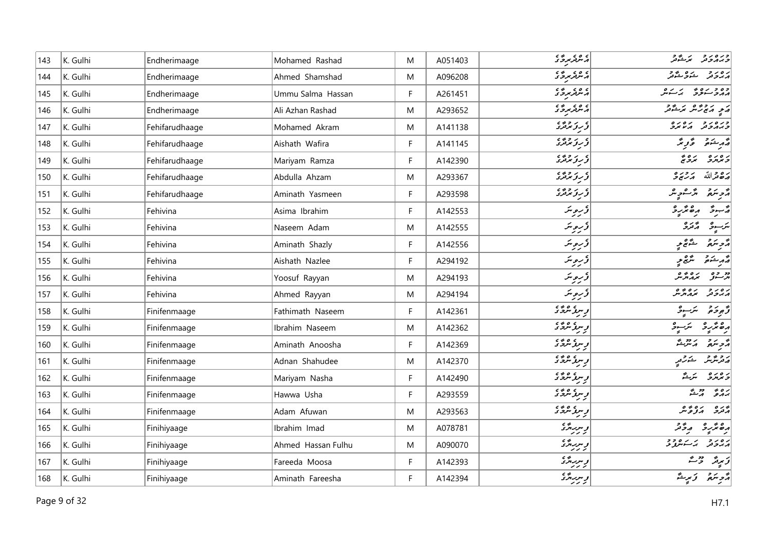| 143 | K. Gulhi | Endherimaage | Mohamed Rashad | M | A051403 | އެންދެރިމާގެ | މުހައްމަދު ރަޝާދު |
|---|---|---|---|---|---|---|---|
| 144 | K. Gulhi | Endherimaage | Ahmed Shamshad | M | A096208 | އެންދެރިމާގެ | އަހްމަދު ޝަމްޝާދު |
| 145 | K. Gulhi | Endherimaage | Ummu Salma Hassan | F | A261451 | އެންދެރިމާގެ | އުއްމުސަލްމާ ހަސަން |
| 146 | K. Gulhi | Endherimaage | Ali Azhan Rashad | M | A293652 | އެންދެރިމާގެ | އަލި އަޒްހާން ރަޝާދު |
| 147 | K. Gulhi | Fehifarudhaage | Mohamed Akram | M | A141138 | ފެހިފަރުދާގެ | މުހައްމަދު އަކްރަމް |
| 148 | K. Gulhi | Fehifarudhaage | Aishath Wafira | F | A141145 | ފެހިފަރުދާގެ | އާއިޝަތު ވާފިރާ |
| 149 | K. Gulhi | Fehifarudhaage | Mariyam Ramza | F | A142390 | ފެހިފަރުދާގެ | މަރިޔަމް ރަމްޒާ |
| 150 | K. Gulhi | Fehifarudhaage | Abdulla Ahzam | M | A293367 | ފެހިފަރުދާގެ | އަބްދުﷲ އަހްޒަމް |
| 151 | K. Gulhi | Fehifarudhaage | Aminath Yasmeen | F | A293598 | ފެހިފަރުދާގެ | އާމިނަތު ޔާސްމީން |
| 152 | K. Gulhi | Fehivina | Asima Ibrahim | F | A142553 | ފެހިވިނަ | އާސިމާ އިބްރާހީމް |
| 153 | K. Gulhi | Fehivina | Naseem Adam | M | A142555 | ފެހިވިނަ | ނަސީމް އާދަމް |
| 154 | K. Gulhi | Fehivina | Aminath Shazly | F | A142556 | ފެހިވިނަ | އާމިނަތު ޝާޒްލީ |
| 155 | K. Gulhi | Fehivina | Aishath Nazlee | F | A294192 | ފެހިވިނަ | އާއިޝަތު ނާޒްލީ |
| 156 | K. Gulhi | Fehivina | Yoosuf Rayyan | M | A294193 | ފެހިވިނަ | ޔޫސުފް ރައްޔާން |
| 157 | K. Gulhi | Fehivina | Ahmed Rayyan | M | A294194 | ފެހިވިނަ | އަހްމަދު ރައްޔާން |
| 158 | K. Gulhi | Finifenmaage | Fathimath Naseem | F | A142361 | ފިނިފެންމާގެ | ފާތިމަތު ނަސީމް |
| 159 | K. Gulhi | Finifenmaage | Ibrahim Naseem | M | A142362 | ފިނިފެންމާގެ | އިބްރާހީމް ނަސީމް |
| 160 | K. Gulhi | Finifenmaage | Aminath Anoosha | F | A142369 | ފިނިފެންމާގެ | އާމިނަތު އަނޫޝާ |
| 161 | K. Gulhi | Finifenmaage | Adnan Shahudee | M | A142370 | ފިނިފެންމާގެ | އަދްނާން ޝަހުދީ |
| 162 | K. Gulhi | Finifenmaage | Mariyam Nasha | F | A142490 | ފިނިފެންމާގެ | މަރިޔަމް ނަޝާ |
| 163 | K. Gulhi | Finifenmaage | Hawwa Usha | F | A293559 | ފިނިފެންމާގެ | ހައްވާ އޫޝާ |
| 164 | K. Gulhi | Finifenmaage | Adam Afuwan | M | A293563 | ފިނިފެންމާގެ | އާދަމް އަފްވާން |
| 165 | K. Gulhi | Finihiyaage | Ibrahim Imad | M | A078781 | ފިނިހިޔާގެ | އިބްރާހީމް އިމާދު |
| 166 | K. Gulhi | Finihiyaage | Ahmed Hassan Fulhu | M | A090070 | ފިނިހިޔާގެ | އަހްމަދު ހަސަންފުޅު |
| 167 | K. Gulhi | Finihiyaage | Fareeda Moosa | F | A142393 | ފިނިހިޔާގެ | ފަރީދާ މޫސާ |
| 168 | K. Gulhi | Finihiyaage | Aminath Fareesha | F | A142394 | ފިނިހިޔާގެ | އާމިނަތު ފަރީޝާ |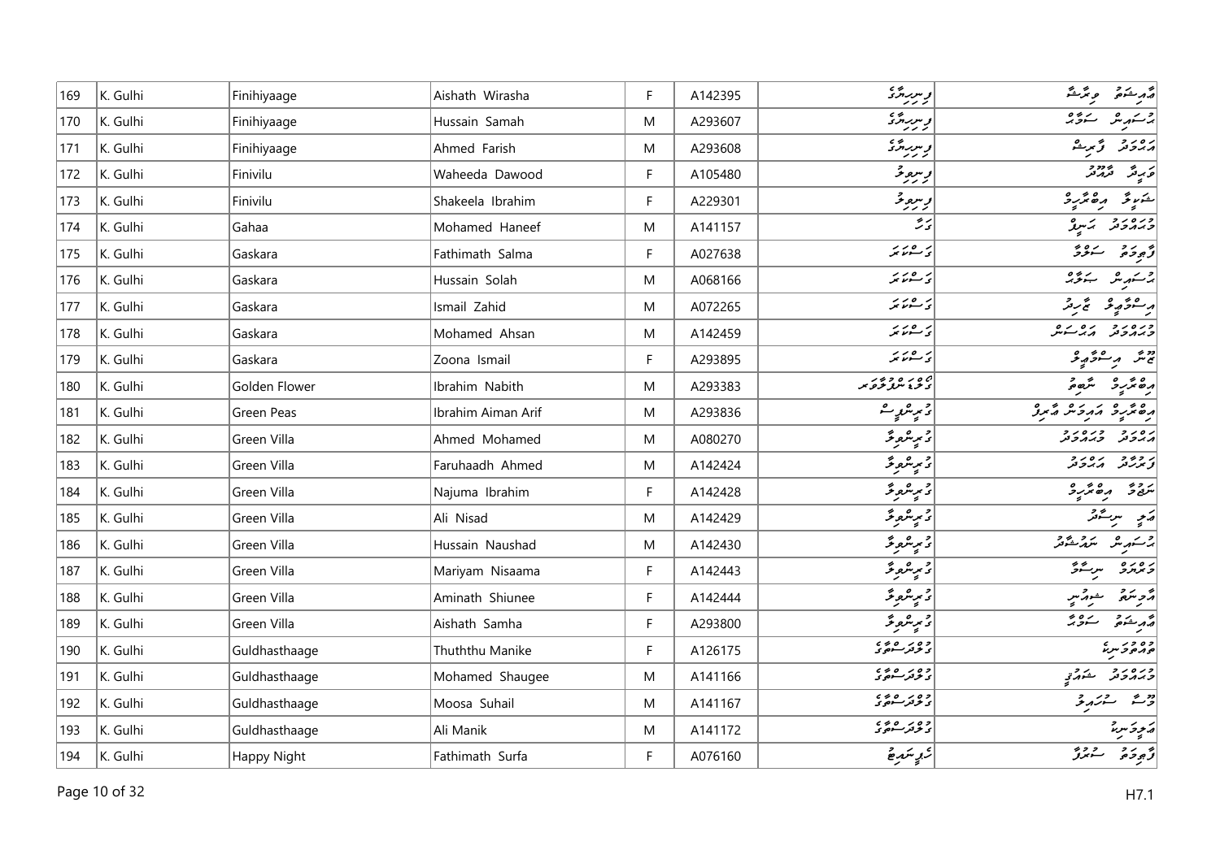| 169 | K. Gulhi | Finihiyaage | Aishath Wirasha | F | A142395 | ورسرروٌی | ۀرشەۋ وِبَرَّشَّ |
|---|---|---|---|---|---|---|---|
| 170 | K. Gulhi | Finihiyaage | Hussain Samah | M | A293607 | ورسرروٌی | بُرسَمرِ سَر سَدُرُ |
| 171 | K. Gulhi | Finihiyaage | Ahmed Farish | M | A293608 | ورسرروٌی | ەَبرۇقر ۇَىرِشَ |
| 172 | K. Gulhi | Finivilu | Waheeda Dawood | F | A105480 | وِسِعِوُ | ۇَبِرِتَر قُرُمْرُ |
| 173 | K. Gulhi | Finivilu | Shakeela Ibrahim | F | A229301 | وِسِعِوُ | شَرِوُّ مِرەُمُرِدُ |
| 174 | K. Gulhi | Gahaa | Mohamed Haneef | M | A141157 | ىَرَّ | وُبَرُەُوَدْ بَرَسِرُ |
| 175 | K. Gulhi | Gaskara | Fathimath Salma | F | A027638 | ىَ سْرىمَ | ژُجِوَمُ سَوُوُّ |
| 176 | K. Gulhi | Gaskara | Hussain Solah | M | A068166 | ىَ سْرىمَ | بُرسَمرِ سَر سَوُرُ |
| 177 | K. Gulhi | Gaskara | Ismail Zahid | M | A072265 | ىَ سْرىمَ | مِرسُوُّمِوُ مٌّرِمُر |
| 178 | K. Gulhi | Gaskara | Mohamed Ahsan | M | A142459 | ىَ سْرىمَ | وُبَرُەُوَدْ ەَبرُسَسْ |
| 179 | K. Gulhi | Gaskara | Zoona Ismail | F | A293895 | ىَ سْرىمَ | ىٌ سْ مِرسُوُّمِوُ |
| 180 | K. Gulhi | Golden Flower | Ibrahim Nabith | M | A293383 | ىُوْعِ شْرُوُّوَبر | مِرەُمُرِدُ سُّرِمُو |
| 181 | K. Gulhi | Green Peas | Ibrahim Aiman Arif | M | A293836 | دُبرِسْرِرِ سْ | مِرەُمُرِدُ ەَمِرُوَسْ ەُبرِوُ |
| 182 | K. Gulhi | Green Villa | Ahmed Mohamed | M | A080270 | دُبرِسْرِوِتَّ | ەَبرُوَدْ وُبَرُەُوَدْ |
| 183 | K. Gulhi | Green Villa | Faruhaadh Ahmed | M | A142424 | دُبرِسْرِوِتَّ | وُبرُرُّمُرُ ەَبرُوَدْ |
| 184 | K. Gulhi | Green Villa | Najuma Ibrahim | F | A142428 | دُبرِسْرِوِتَّ | سَرِجُّ مِرەُمُرِدُ |
| 185 | K. Gulhi | Green Villa | Ali Nisad | M | A142429 | دُبرِسْرِوِتَّ | ەَمِ سِرِسُّمُر |
| 186 | K. Gulhi | Green Villa | Hussain Naushad | M | A142430 | دُبرِسْرِوِتَّ | بُرسَمرِ سَر سَرُشَّمُر |
| 187 | K. Gulhi | Green Villa | Mariyam Nisaama | F | A142443 | دُبرِسْرِوِتَّ | وَبرُبرُوُ سِرِسُّوُّ |
| 188 | K. Gulhi | Green Villa | Aminath Shiunee | F | A142444 | دُبرِسْرِوِتَّ | ەُوِسَعُ شِوُسِر |
| 189 | K. Gulhi | Green Villa | Aishath Samha | F | A293800 | دُبرِسْرِوِتَّ | ۀرشەۋ سَوُرُّ |
| 190 | K. Gulhi | Guldhasthaage | Thuththu Manike | F | A126175 | دُوُمُرسْعُّى | مُەُمُوَسِرِ |
| 191 | K. Gulhi | Guldhasthaage | Mohamed Shaugee | M | A141166 | دُوُمُرسْعُّى | وُبَرُەُوَدْ شَەُرِّ |
| 192 | K. Gulhi | Guldhasthaage | Moosa Suhail | M | A141167 | دُوُمُرسْعُّى | وُسَّ سُرُرِوُ |
| 193 | K. Gulhi | Guldhasthaage | Ali Manik | M | A141172 | دُوُمُرسْعُّى | ەَمِوَسِرُ |
| 194 | K. Gulhi | Happy Night | Fathimath Surfa | F | A076160 | رُّبِ سَرِعُ | ژُجِوَمُ سْعُرُّ |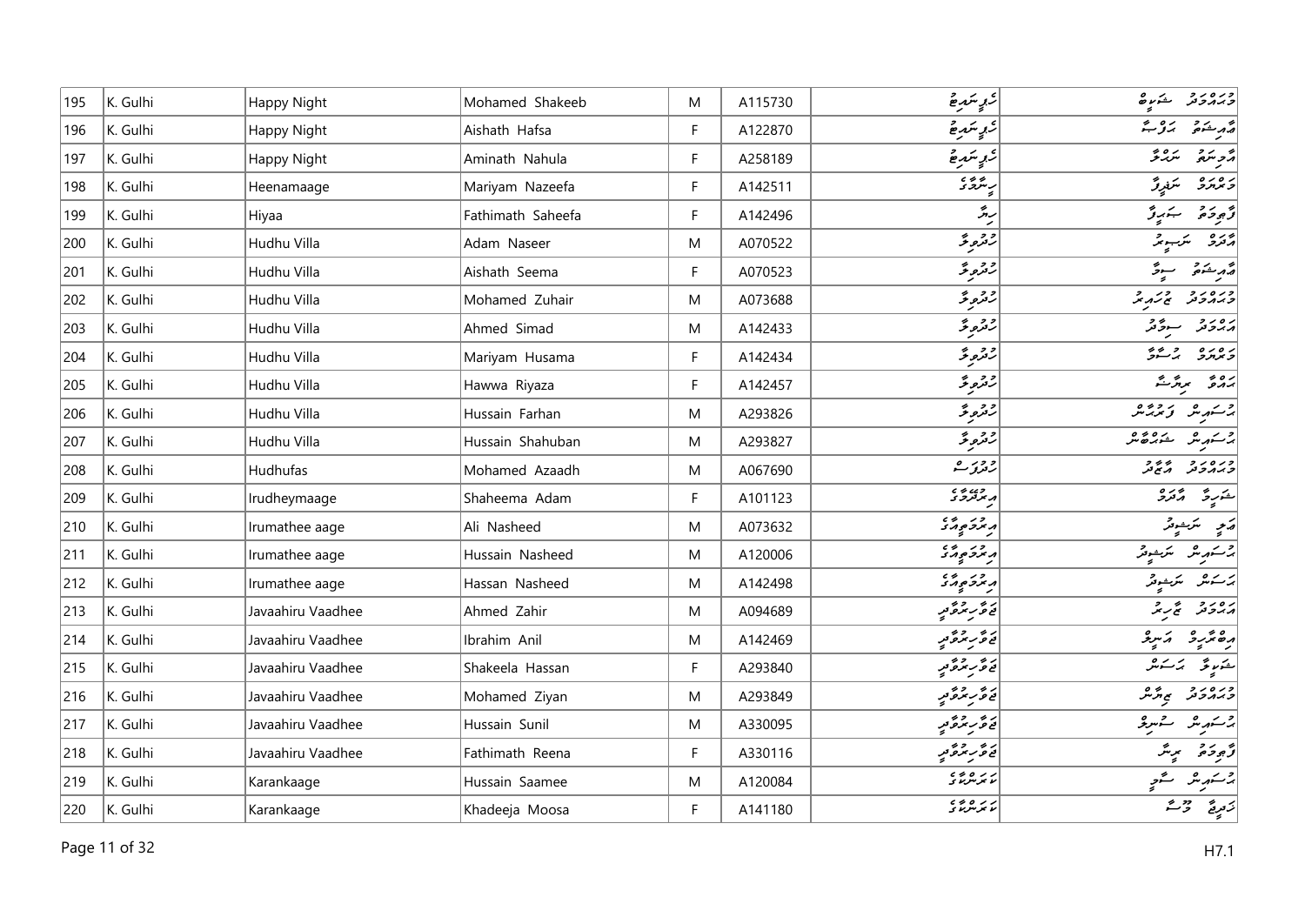| 195 | K. Gulhi | Happy Night | Mohamed Shakeeb | M | A115730 | ހެޕީނައިޓް | މުހައްމަދު ޝަކީބް |
|---|---|---|---|---|---|---|---|
| 196 | K. Gulhi | Happy Night | Aishath Hafsa | F | A122870 | ހެޕީނައިޓް | އައިޝަތު ހަފްސާ |
| 197 | K. Gulhi | Happy Night | Aminath Nahula | F | A258189 | ހެޕީނައިޓް | އާމިނަތު ނަހުލާ |
| 198 | K. Gulhi | Heenamaage | Mariyam Nazeefa | F | A142511 | ހީނަމާގެ | މަރިޔަމް ނަޒީފާ |
| 199 | K. Gulhi | Hiyaa | Fathimath Saheefa | F | A142496 | ހިޔާ | ފާތިމަތު ސަހީފާ |
| 200 | K. Gulhi | Hudhu Villa | Adam Naseer | M | A070522 |ހުދުވިލާ | އާދަމް ނަސީރު |
| 201 | K. Gulhi | Hudhu Villa | Aishath Seema | F | A070523 | ހުދުވިލާ | އައިޝަތު ސީމާ |
| 202 | K. Gulhi | Hudhu Villa | Mohamed Zuhair | M | A073688 | ހުދުވިލާ | މުހައްމަދު ޒުހައިރު |
| 203 | K. Gulhi | Hudhu Villa | Ahmed Simad | M | A142433 | ހުދުވިލާ | އަހުމަދު ސިމާދު |
| 204 | K. Gulhi | Hudhu Villa | Mariyam Husama | F | A142434 | ހުދުވިލާ | މަރިޔަމް ހުސާމާ |
| 205 | K. Gulhi | Hudhu Villa | Hawwa Riyaza | F | A142457 | ހުދުވިލާ | ހައްވާ ރިޔާޒާ |
| 206 | K. Gulhi | Hudhu Villa | Hussain Farhan | M | A293826 | ހުދުވިލާ | ހުސައިން ފަރުހާން |
| 207 | K. Gulhi | Hudhu Villa | Hussain Shahuban | M | A293827 | ހުދުވިލާ | ހުސައިން ޝަހުބާން |
| 208 | K. Gulhi | Hudhufas | Mohamed Azaadh | M | A067690 | ހުދުފަސް | މުހައްމަދު އާޒާދު |
| 209 | K. Gulhi | Irudheymaage | Shaheema Adam | F | A101123 | އިރުދޭމާގެ | ޝަހީމާ އާދަމް |
| 210 | K. Gulhi | Irumathee aage | Ali Nasheed | M | A073632 | އިރުމަތީއާގެ | އަލި ނަޝީދު |
| 211 | K. Gulhi | Irumathee aage | Hussain Nasheed | M | A120006 | އިރުމަތީއާގެ | ހުސައިން ނަޝީދު |
| 212 | K. Gulhi | Irumathee aage | Hassan Nasheed | M | A142498 | އިރުމަތީއާގެ | ހަސަން ނަޝީދު |
| 213 | K. Gulhi | Javaahiru Vaadhee | Ahmed Zahir | M | A094689 | ޖަވާހިރުވާދީ | އަހުމަދު ޒާހިރު |
| 214 | K. Gulhi | Javaahiru Vaadhee | Ibrahim Anil | M | A142469 | ޖަވާހިރުވާދީ | އިބްރާހީމް އަނިލް |
| 215 | K. Gulhi | Javaahiru Vaadhee | Shakeela Hassan | F | A293840 | ޖަވާހިރުވާދީ | ޝަކީލާ ހަސަން |
| 216 | K. Gulhi | Javaahiru Vaadhee | Mohamed Ziyan | M | A293849 | ޖަވާހިރުވާދީ | މުހައްމަދު ޒިޔާން |
| 217 | K. Gulhi | Javaahiru Vaadhee | Hussain Sunil | M | A330095 | ޖަވާހިރުވާދީ | ހުސައިން ސުނިލް |
| 218 | K. Gulhi | Javaahiru Vaadhee | Fathimath Reena | F | A330116 | ޖަވާހިރުވާދީ | ފާތިމަތު ރީނާ |
| 219 | K. Gulhi | Karankaage | Hussain Saamee | M | A120084 | ކަރަންކާގެ | ހުސައިން ސާމީ |
| 220 | K. Gulhi | Karankaage | Khadeeja Moosa | F | A141180 | ކަރަންކާގެ | ޚަދީޖާ މޫސާ |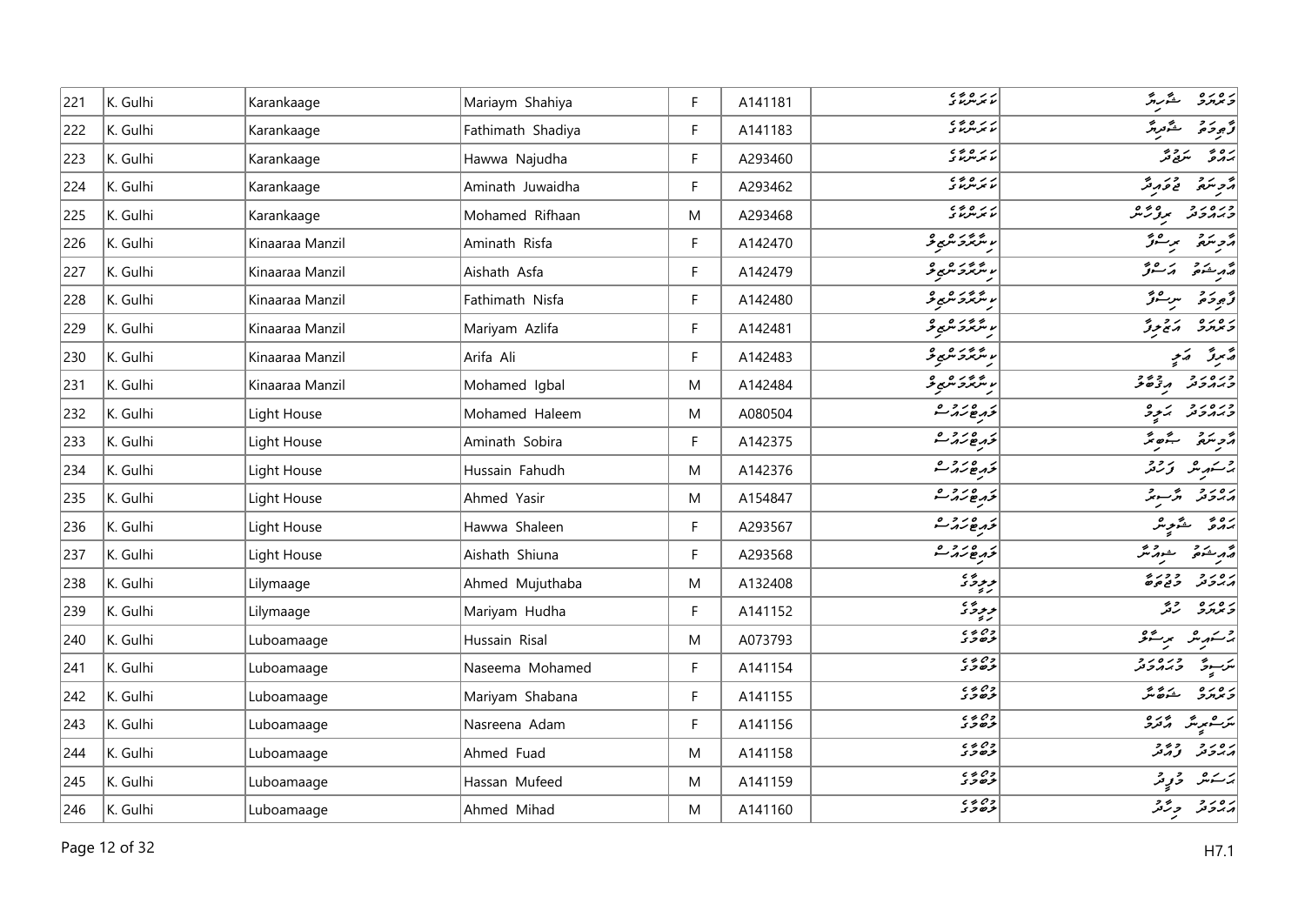| 221 | K. Gulhi | Karankaage | Mariaym Shahiya | F | A141181 | ކަރަންކާގެ | މަރިއަމް ޝާހިޔާ |
|---|---|---|---|---|---|---|---|
| 222 | K. Gulhi | Karankaage | Fathimath Shadiya | F | A141183 | ކަރަންކާގެ | ފާތިމަތު ޝާދިޔާ |
| 223 | K. Gulhi | Karankaage | Hawwa Najudha | F | A293460 | ކަރަންކާގެ | ހައްވާ ނަޖުދާ |
| 224 | K. Gulhi | Karankaage | Aminath Juwaidha | F | A293462 | ކަރަންކާގެ | އާމިނަތު ޖުވައިދާ |
| 225 | K. Gulhi | Karankaage | Mohamed Rifhaan | M | A293468 | ކަރަންކާގެ | މުޙައްމަދު ރިފްހާން |
| 226 | K. Gulhi | Kinaaraa Manzil | Aminath Risfa | F | A142470 | ކިނާރާމަންޒިލް | އާމިނަތު ރިސްފާ |
| 227 | K. Gulhi | Kinaaraa Manzil | Aishath Asfa | F | A142479 | ކިނާރާމަންޒިލް | އައިޝަތު އަސްފާ |
| 228 | K. Gulhi | Kinaaraa Manzil | Fathimath Nisfa | F | A142480 | ކިނާރާމަންޒިލް | ފާތިމަތު ނިސްފާ |
| 229 | K. Gulhi | Kinaaraa Manzil | Mariyam Azlifa | F | A142481 | ކިނާރާމަންޒިލް | މަރިޔަމް އަޒްލިފާ |
| 230 | K. Gulhi | Kinaaraa Manzil | Arifa Ali | F | A142483 | ކިނާރާމަންޒިލް | އާރިފާ އަލި |
| 231 | K. Gulhi | Kinaaraa Manzil | Mohamed Igbal | M | A142484 | ކިނާރާމަންޒިލް | މުޙައްމަދު އިქބާލް |
| 232 | K. Gulhi | Light House | Mohamed Haleem | M | A080504 | ލައިޓްހައުސް | މުޙައްމަދު ހަލީމް |
| 233 | K. Gulhi | Light House | Aminath Sobira | F | A142375 | ލައިޓްހައުސް | އާމިނަތު ޞާބިރާ |
| 234 | K. Gulhi | Light House | Hussain Fahudh | M | A142376 | ލައިޓްހައުސް | ހުސައިން ފަހުދު |
| 235 | K. Gulhi | Light House | Ahmed Yasir | M | A154847 | ލައިޓްހައުސް | އަޙްމަދު ޔާސިރު |
| 236 | K. Gulhi | Light House | Hawwa Shaleen | F | A293567 | ލައިޓްހައުސް | ހައްވާ ޝާލީން |
| 237 | K. Gulhi | Light House | Aishath Shiuna | F | A293568 | ލައިޓްހައުސް | އައިޝަތު ޝިއުނާ |
| 238 | K. Gulhi | Lilymaage | Ahmed Mujuthaba | M | A132408 | ލިލީމާގެ | އަޙްމަދު މުޖުތަބާ |
| 239 | K. Gulhi | Lilymaage | Mariyam Hudha | F | A141152 | ލިލީމާގެ | މަރިޔަމްހުދާ |
| 240 | K. Gulhi | Luboamaage | Hussain Risal | M | A073793 | ލުބޯމާގެ | ހުސައިން ރިސާލް |
| 241 | K. Gulhi | Luboamaage | Naseema Mohamed | F | A141154 | ލުބޯމާގެ | ނަސީމާ މުޙައްމަދު |
| 242 | K. Gulhi | Luboamaage | Mariyam Shabana | F | A141155 | ލުބޯމާގެ | މަރިޔަމް ޝަބާނާ |
| 243 | K. Gulhi | Luboamaage | Nasreena Adam | F | A141156 | ލުބޯމާގެ | ނަސްރީނާ އާދަމް |
| 244 | K. Gulhi | Luboamaage | Ahmed Fuad | M | A141158 | ލުބޯމާގެ | އަޙްމަދު ފުއާދު |
| 245 | K. Gulhi | Luboamaage | Hassan Mufeed | M | A141159 | ލުބޯމާގެ | ހަސަން މުފީދު |
| 246 | K. Gulhi | Luboamaage | Ahmed Mihad | M | A141160 | ލުބޯމާގެ | އަޙްމަދު މިހާދު |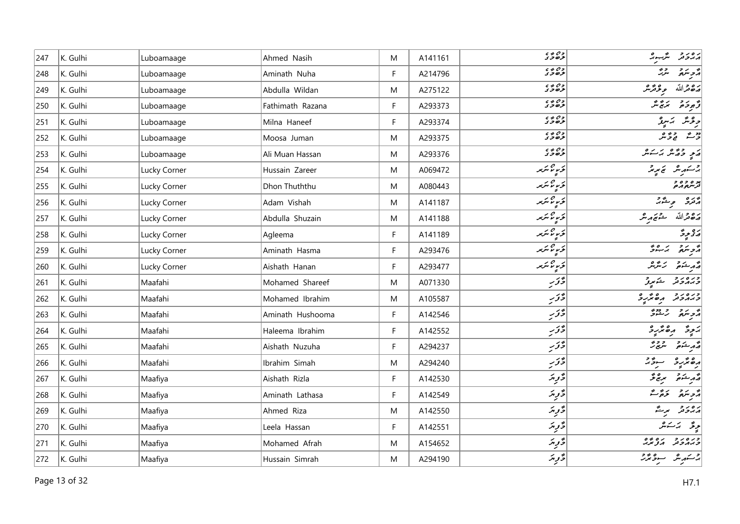| 247 | K. Gulhi | Luboamaage | Ahmed Nasih | M | A141161 | ލުބޯމާގެ | އަހުމަދު ނާސިހު |
|---|---|---|---|---|---|---|---|
| 248 | K. Gulhi | Luboamaage | Aminath Nuha | F | A214796 | ލުބޯމާގެ | އާމިނަތު ނުހާ |
| 249 | K. Gulhi | Luboamaage | Abdulla Wildan | M | A275122 | ލުބޯމާގެ | އަބްދުﷲ ވިލްދާން |
| 250 | K. Gulhi | Luboamaage | Fathimath Razana | F | A293373 | ލުބޯމާގެ | ފާތިމަތު ރަޒާނާ |
| 251 | K. Gulhi | Luboamaage | Milna Haneef | F | A293374 | ލުބޯމާގެ | މިލްނާ ހަނީފް |
| 252 | K. Gulhi | Luboamaage | Moosa Juman | M | A293375 | ލުބޯމާގެ | މޫސާ ޖުމާން |
| 253 | K. Gulhi | Luboamaage | Ali Muan Hassan | M | A293376 | ލުބޯމާގެ | އަލި މުޢާން ހަސަން |
| 254 | K. Gulhi | Lucky Corner | Hussain Zareer | M | A069472 | ލަކީކޯނަރ | ހުސައިން ޒަރީރު |
| 255 | K. Gulhi | Lucky Corner | Dhon Thuththu | M | A080443 | ލަކީކޯނަރ | ދޮންތުއްތު |
| 256 | K. Gulhi | Lucky Corner | Adam Vishah | M | A141187 | ލަކީކޯނަރ | އާދަމް ވިޝާހު |
| 257 | K. Gulhi | Lucky Corner | Abdulla Shuzain | M | A141188 | ލަކީކޯނަރ | އަބްދުﷲ ޝުޒައިން |
| 258 | K. Gulhi | Lucky Corner | Agleema | F | A141189 | ލަކީކޯނަރ | އަގްލީމާ |
| 259 | K. Gulhi | Lucky Corner | Aminath Hasma | F | A293476 | ލަކީކޯނަރ | އާމިނަތު ހަސްމާ |
| 260 | K. Gulhi | Lucky Corner | Aishath Hanan | F | A293477 | ލަކީކޯނަރ | އައިޝަތު ހަނާން |
| 261 | K. Gulhi | Maafahi | Mohamed Shareef | M | A071330 | މާފަހި | މުހައްމަދު ޝަރީފު |
| 262 | K. Gulhi | Maafahi | Mohamed Ibrahim | M | A105587 | މާފަހި | މުހައްމަދު އިބްރާހީމް |
| 263 | K. Gulhi | Maafahi | Aminath Hushooma | F | A142546 | މާފަހި | އާމިނަތު ހުޝޫމާ |
| 264 | K. Gulhi | Maafahi | Haleema Ibrahim | F | A142552 | މާފަހި | ހަލީމާ އިބްރާހީމް |
| 265 | K. Gulhi | Maafahi | Aishath Nuzuha | F | A294237 | މާފަހި | އައިޝަތު ނުޒުހާ |
| 266 | K. Gulhi | Maafahi | Ibrahim Simah | M | A294240 | މާފަހި | އިބްރާހީމް ސިމާހު |
| 267 | K. Gulhi | Maafiya | Aishath Rizla | F | A142530 | މާފިޔަ | އައިޝަތު ރިޒްލާ |
| 268 | K. Gulhi | Maafiya | Aminath Lathasa | F | A142549 | މާފިޔަ | އާމިނަތު ލަތާސާ |
| 269 | K. Gulhi | Maafiya | Ahmed Riza | M | A142550 | މާފިޔަ | އަހުމަދު ރިޟާ |
| 270 | K. Gulhi | Maafiya | Leela Hassan | F | A142551 | މާފިޔަ | ލީލާ ހަސަން |
| 271 | K. Gulhi | Maafiya | Mohamed Afrah | M | A154652 | މާފިޔަ | މުހައްމަދު އަފްރާހު |
| 272 | K. Gulhi | Maafiya | Hussain Simrah | M | A294190 | މާފިޔަ | ހުސައިން ސިމްރާހު |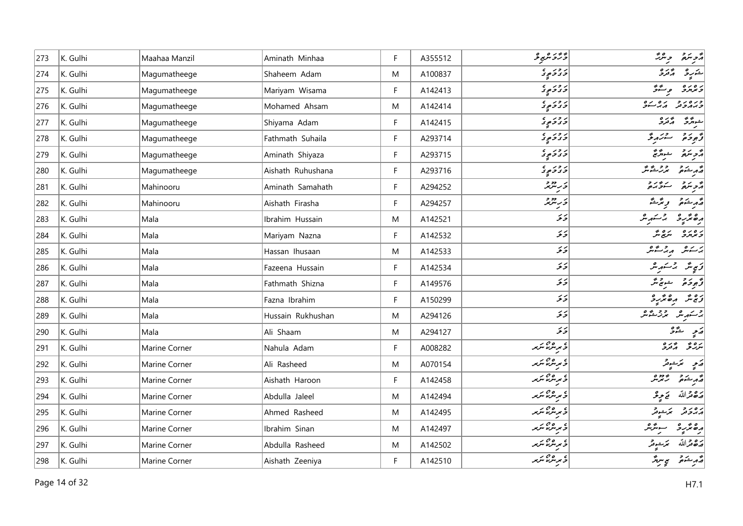| 273 | K. Gulhi | Maahaa Manzil | Aminath Minhaa | F | A355512 | މާހާމަންޒިލް | އާމިނަތު މިންހާ |
|---|---|---|---|---|---|---|---|
| 274 | K. Gulhi | Magumatheege | Shaheem Adam | M | A100837 | މަގުމަތީގެ | ޝަހީމް އާދަމް |
| 275 | K. Gulhi | Magumatheege | Mariyam Wisama | F | A142413 | މަގުމަތީގެ | މަރިޔަމް ވިސާމާ |
| 276 | K. Gulhi | Magumatheege | Mohamed Ahsam | M | A142414 | މަގުމަތީގެ | މުޙައްމަދު އަޙްސަމް |
| 277 | K. Gulhi | Magumatheege | Shiyama Adam | F | A142415 | މަގުމަތީގެ | ޝިޔާމާ އާދަމް |
| 278 | K. Gulhi | Magumatheege | Fathmath Suhaila | F | A293714 | މަގުމަތީގެ | ފާތިމަތު ސުހައިލާ |
| 279 | K. Gulhi | Magumatheege | Aminath Shiyaza | F | A293715 | މަގުމަތީގެ | އާމިނަތު ޝިޔާޒާ |
| 280 | K. Gulhi | Magumatheege | Aishath Ruhushana | F | A293716 | މަގުމަތީގެ | އައިޝަތު ރުހުޝާނާ |
| 281 | K. Gulhi | Mahinooru | Aminath Samahath | F | A294252 | މަހިނޫރު | އާމިނަތު ސަމާހަތު |
| 282 | K. Gulhi | Mahinooru | Aishath Firasha | F | A294257 | މަހިނޫރު | އައިޝަތު ފިރާޝާ |
| 283 | K. Gulhi | Mala | Ibrahim Hussain | M | A142521 | މަލަ | އިބްރާހީމް ހުސައިން |
| 284 | K. Gulhi | Mala | Mariyam Nazna | F | A142532 | މަލަ | މަރިޔަމް ނަޒްނާ |
| 285 | K. Gulhi | Mala | Hassan Ihusaan | M | A142533 | މަލަ | ހަސަން އިހުސާން |
| 286 | K. Gulhi | Mala | Fazeena Hussain | F | A142534 | މަލަ | ފަޒީނާ ހުސައިން |
| 287 | K. Gulhi | Mala | Fathmath Shizna | F | A149576 | މަލަ | ފާތިމަތު ޝިޒްނާ |
| 288 | K. Gulhi | Mala | Fazna Ibrahim | F | A150299 | މަލަ | ފަޒްނާ އިބްރާހީމް |
| 289 | K. Gulhi | Mala | Hussain Rukhushan | M | A294126 | މަލަ | ހުސައިން ރުޚުޝާން |
| 290 | K. Gulhi | Mala | Ali Shaam | M | A294127 | މަލަ | އަލި ޝާމް |
| 291 | K. Gulhi | Marine Corner | Nahula Adam | F | A008282 | މެރިންކޯނަރ | ނަހުލާ އާދަމް |
| 292 | K. Gulhi | Marine Corner | Ali Rasheed | M | A070154 | މެރިންކޯނަރ | އަލި ރަޝީދު |
| 293 | K. Gulhi | Marine Corner | Aishath Haroon | F | A142458 | މެރިންކޯނަރ | އައިޝަތު ހާރޫން |
| 294 | K. Gulhi | Marine Corner | Abdulla Jaleel | M | A142494 | މެރިންކޯނަރ | އަބްދުﷲ ޖަލީލް |
| 295 | K. Gulhi | Marine Corner | Ahmed Rasheed | M | A142495 | މެރިންކޯނަރ | އަޙްމަދު ރަޝީދު |
| 296 | K. Gulhi | Marine Corner | Ibrahim Sinan | M | A142497 | މެރިންކޯނަރ | އިބްރާހީމް ސިނާން |
| 297 | K. Gulhi | Marine Corner | Abdulla Rasheed | M | A142502 | މެރިންކޯނަރ | އަބްދުﷲ ރަޝީދު |
| 298 | K. Gulhi | Marine Corner | Aishath Zeeniya | F | A142510 | މެރިންކޯނަރ | އައިޝަތު ޒީނިޔާ |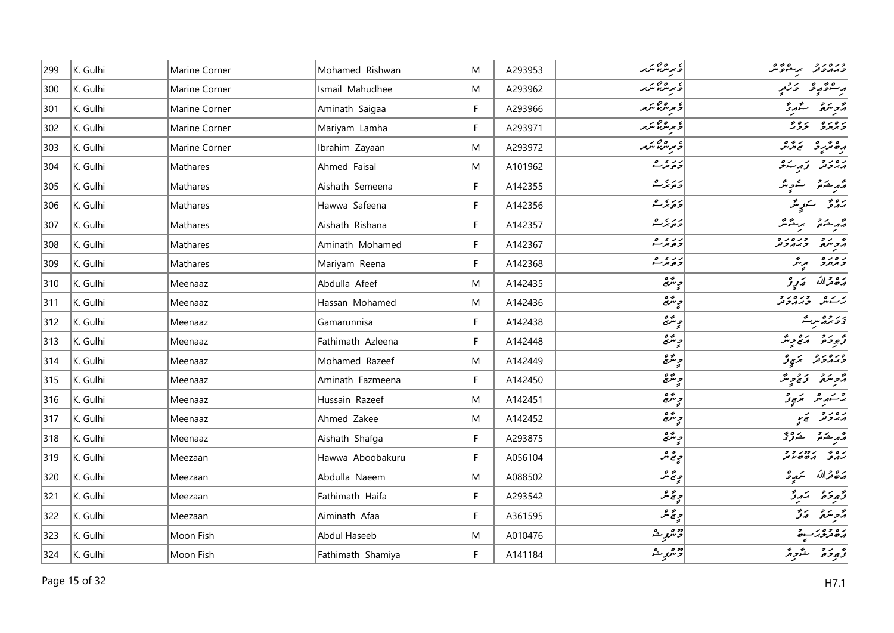| 299 | K. Gulhi | Marine Corner | Mohamed Rishwan | M | A293953 | ޑެރިންކޯނަރ | މުހައްމަދު ރިޝްވާން |
|---|---|---|---|---|---|---|---|
| 300 | K. Gulhi | Marine Corner | Ismail Mahudhee | M | A293962 | ޑެރިންކޯނަރ | އިސްމާއީލް މަހުދީ |
| 301 | K. Gulhi | Marine Corner | Aminath Saigaa | F | A293966 | ޑެރިންކޯނަރ | އާމިނަތު ސާއިގާ |
| 302 | K. Gulhi | Marine Corner | Mariyam Lamha | F | A293971 | ޑެރިންކޯނަރ | މަރިޔަމް ލަމްހާ |
| 303 | K. Gulhi | Marine Corner | Ibrahim Zayaan | M | A293972 | ޑެރިންކޯނަރ | އިބްރާހީމް ޒަޔާން |
| 304 | K. Gulhi | Mathares | Ahmed Faisal | M | A101962 | މަތަރެސް | އަހްމަދު ފައިސަލް |
| 305 | K. Gulhi | Mathares | Aishath Semeena | F | A142355 | މަތަރެސް | އާއިޝަތު ސެމީނާ |
| 306 | K. Gulhi | Mathares | Hawwa Safeena | F | A142356 | މަތަރެސް | ހައްވާ ސަފީނާ |
| 307 | K. Gulhi | Mathares | Aishath Rishana | F | A142357 | މަތަރެސް | އާއިޝަތު ރިޝާނާ |
| 308 | K. Gulhi | Mathares | Aminath Mohamed | F | A142367 | މަތަރެސް | އާމިނަތު މުހައްމަދު |
| 309 | K. Gulhi | Mathares | Mariyam Reena | F | A142368 | މަތަރެސް | މަރިޔަމް ރީނާ |
| 310 | K. Gulhi | Meenaaz | Abdulla Afeef | M | A142435 | މީނާޒް | އަބްދުﷲ އަފީފް |
| 311 | K. Gulhi | Meenaaz | Hassan Mohamed | M | A142436 | މީނާޒް | ހަސަން މުހައްމަދު |
| 312 | K. Gulhi | Meenaaz | Gamarunnisa | F | A142438 | މީނާޒް | ގަމަރުއްނިސާ |
| 313 | K. Gulhi | Meenaaz | Fathimath Azleena | F | A142448 | މީނާޒް | ފާތިމަތު އަޒްލީނާ |
| 314 | K. Gulhi | Meenaaz | Mohamed Razeef | M | A142449 | މީނާޒް | މުހައްމަދު ރަޒީފް |
| 315 | K. Gulhi | Meenaaz | Aminath Fazmeena | F | A142450 | މީނާޒް | އާމިނަތު ފަޒްމީނާ |
| 316 | K. Gulhi | Meenaaz | Hussain Razeef | M | A142451 | މީނާޒް | ހުސައިން ރަޒީފް |
| 317 | K. Gulhi | Meenaaz | Ahmed Zakee | M | A142452 | މީނާޒް | އަހްމަދު ޒަކީ |
| 318 | K. Gulhi | Meenaaz | Aishath Shafga | F | A293875 | މީނާޒް | އާއިޝަތު ޝަފްގާ |
| 319 | K. Gulhi | Meezaan | Hawwa Aboobakuru | F | A056104 | މީޒާން | ހައްވާ އަބޫބަކުރު |
| 320 | K. Gulhi | Meezaan | Abdulla Naeem | M | A088502 | މީޒާން | އަބްދުﷲ ނައީމް |
| 321 | K. Gulhi | Meezaan | Fathimath Haifa | F | A293542 | މީޒާން | ފާތިމަތު ހައިފާ |
| 322 | K. Gulhi | Meezaan | Aiminath Afaa | F | A361595 | މީޒާން | އައިމިނަތު އަފާ |
| 323 | K. Gulhi | Moon Fish | Abdul Haseeb | M | A010476 | މޫންފިޝް | އަބްދުލްހަސީބު |
| 324 | K. Gulhi | Moon Fish | Fathimath Shamiya | F | A141184 | މޫންފިޝް | ފާތިމަތު ޝާމިޔާ |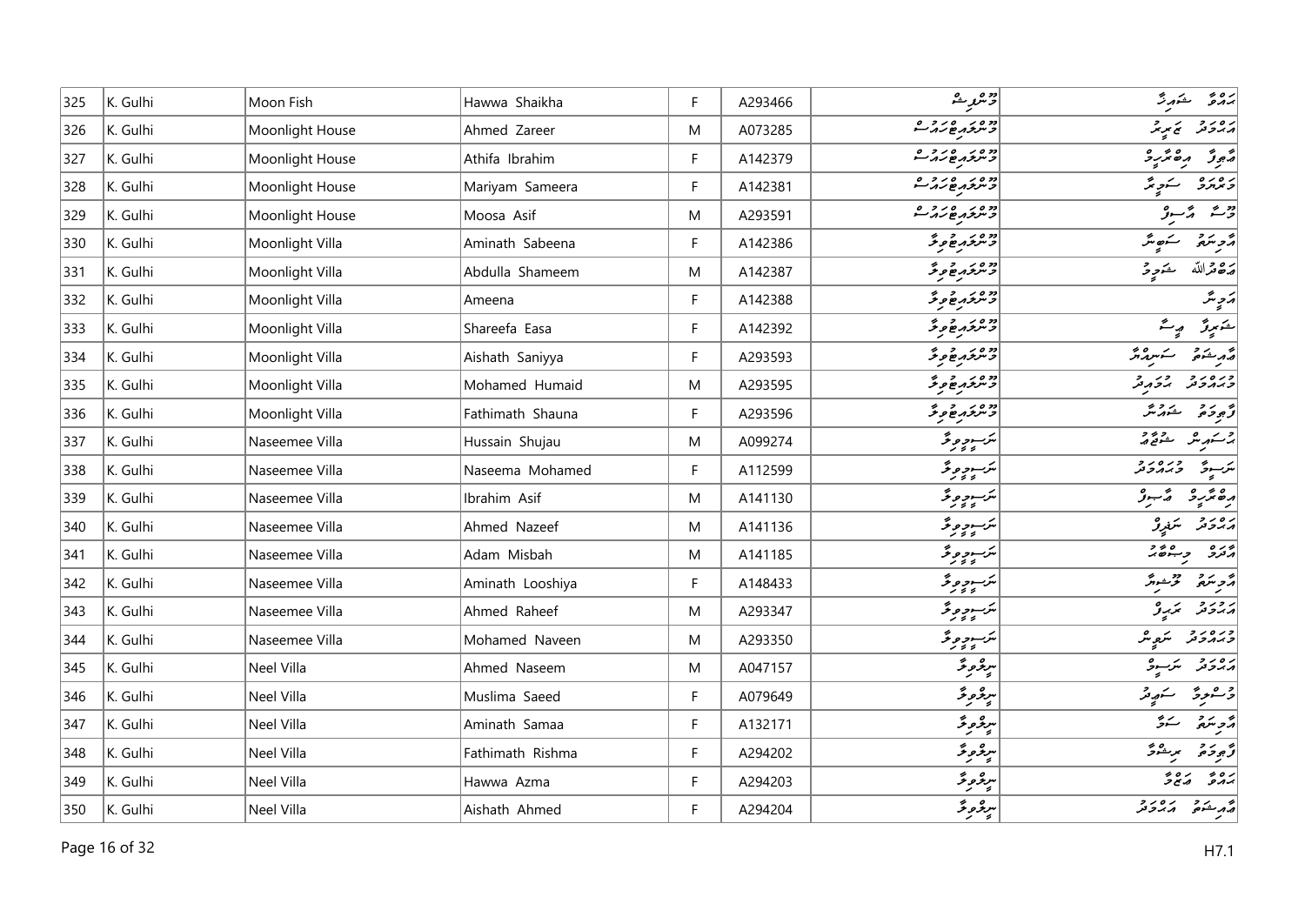| 325 | K. Gulhi | Moon Fish | Hawwa Shaikha | F | A293466 | ދޫންފިޝް | ހައްވާ ޝައިހާ |
|---|---|---|---|---|---|---|---|
| 326 | K. Gulhi | Moonlight House | Ahmed Zareer | M | A073285 | މޫންލައިޓްހައުސް | އަހުމަދު ޒަރީރު |
| 327 | K. Gulhi | Moonlight House | Athifa Ibrahim | F | A142379 | މޫންލައިޓްހައުސް | އާތިފާ އިބްރާހީމް |
| 328 | K. Gulhi | Moonlight House | Mariyam Sameera | F | A142381 | މޫންލައިޓްހައުސް | މަރިޔަމް ސަމީރާ |
| 329 | K. Gulhi | Moonlight House | Moosa Asif | M | A293591 | މޫންލައިޓްހައުސް | މޫސާ އާސިފް |
| 330 | K. Gulhi | Moonlight Villa | Aminath Sabeena | F | A142386 | މޫންލައިޓްވިލާ | އާމިނަތު ސަބީނާ |
| 331 | K. Gulhi | Moonlight Villa | Abdulla Shameem | M | A142387 | މޫންލައިޓްވިލާ | އަބްދުﷲ ޝަމީމު |
| 332 | K. Gulhi | Moonlight Villa | Ameena | F | A142388 | މޫންލައިޓްވިލާ | އަމީނާ |
| 333 | K. Gulhi | Moonlight Villa | Shareefa Easa | F | A142392 | މޫންލައިޓްވިލާ | ޝަރީފާ ޢީސާ |
| 334 | K. Gulhi | Moonlight Villa | Aishath Saniyya | F | A293593 | މޫންލައިޓްވިލާ | އައިޝަތު ސަނިއްޔާ |
| 335 | K. Gulhi | Moonlight Villa | Mohamed Humaid | M | A293595 | މޫންލައިޓްވިލާ | މުހައްމަދު ހުމައިދު |
| 336 | K. Gulhi | Moonlight Villa | Fathimath Shauna | F | A293596 | މޫންލައިޓްވިލާ | ފާތިމަތު ޝައުނާ |
| 337 | K. Gulhi | Naseemee Villa | Hussain Shujau | M | A099274 | ނަސީމީވިލާ | ހުސައިން ޝުޖާޢު |
| 338 | K. Gulhi | Naseemee Villa | Naseema Mohamed | F | A112599 | ނަސީމީވިލާ | ނަސީމާ މުހައްމަދު |
| 339 | K. Gulhi | Naseemee Villa | Ibrahim Asif | M | A141130 | ނަސީމީވިލާ | އިބްރާހީމް އާސިފް |
| 340 | K. Gulhi | Naseemee Villa | Ahmed Nazeef | M | A141136 | ނަސީމީވިލާ | އަހުމަދު ނަޒީފް |
| 341 | K. Gulhi | Naseemee Villa | Adam Misbah | M | A141185 | ނަސީމީވިލާ | އާދަމް މިސްބާހު |
| 342 | K. Gulhi | Naseemee Villa | Aminath Looshiya | F | A148433 | ނަސީމީވިލާ | އާމިނަތު ލޫޝިޔާ |
| 343 | K. Gulhi | Naseemee Villa | Ahmed Raheef | M | A293347 | ނަސީމީވިލާ | އަހުމަދު ރަހީފު |
| 344 | K. Gulhi | Naseemee Villa | Mohamed Naveen | M | A293350 | ނަސީމީވިލާ | މުހައްމަދު ނަވީން |
| 345 | K. Gulhi | Neel Villa | Ahmed Naseem | M | A047157 | ނީލްވިލާ | އަހުމަދު ނަސީމް |
| 346 | K. Gulhi | Neel Villa | Muslima Saeed | F | A079649 | ނީލްވިލާ | މުސްލިމާ ސަޢީދު |
| 347 | K. Gulhi | Neel Villa | Aminath Samaa | F | A132171 | ނީލްވިލާ | އާމިނަތު ސަމާ |
| 348 | K. Gulhi | Neel Villa | Fathimath Rishma | F | A294202 | ނީލްވިލާ | ފާތިމަތު ރިޝްމާ |
| 349 | K. Gulhi | Neel Villa | Hawwa Azma | F | A294203 | ނީލްވިލާ | ހައްވާ އަޒްމާ |
| 350 | K. Gulhi | Neel Villa | Aishath Ahmed | F | A294204 | ނީލްވިލާ | އައިޝަތު އަހުމަދު |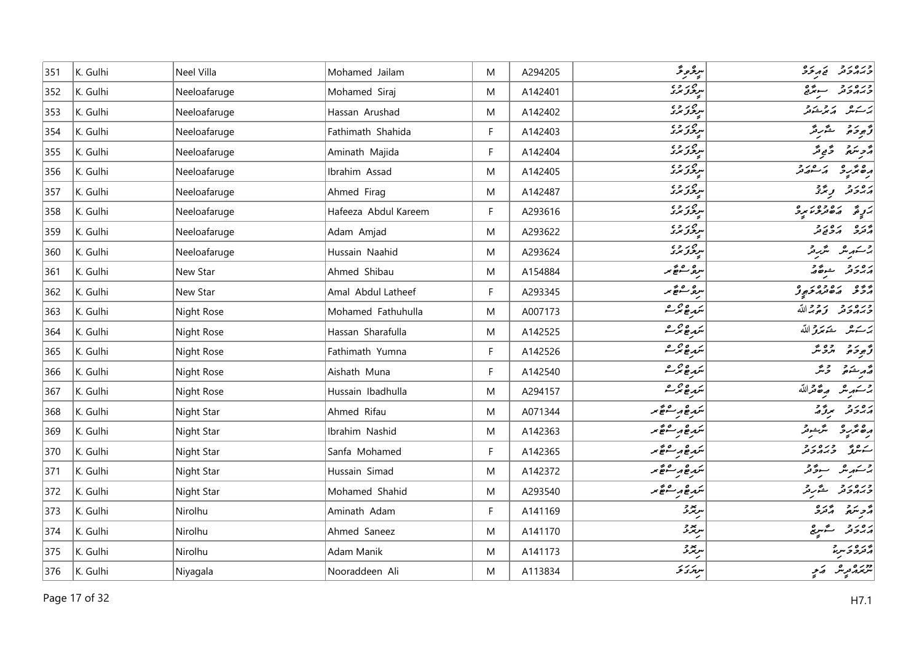| 351 | K. Gulhi | Neel Villa | Mohamed Jailam | M | A294205 | سِرْمُوِڅ | وُرَمْرُوَتْرْ يَمِرِخَوْ |
|---|---|---|---|---|---|---|---|
| 352 | K. Gulhi | Neeloafaruge | Mohamed Siraj | M | A142401 | سِرْخْرُوَىْرُى | وُرَمْرُوَتْرْ سِعْرَّحْ |
| 353 | K. Gulhi | Neeloafaruge | Hassan Arushad | M | A142402 | سِرْخْرُوَىْرُى | بَرَسَىْرْ بَرْتَرْشَىَتْرْ |
| 354 | K. Gulhi | Neeloafaruge | Fathimath Shahida | F | A142403 | سِرْخْرُوَىْرُى | وُجِوَحْرْ شَّرِوَّرْ |
| 355 | K. Gulhi | Neeloafaruge | Aminath Majida | F | A142404 | سِرْخْرُوَىْرُى | مُرْحِرِسَهْرْ وَّحِوَّرْ |
| 356 | K. Gulhi | Neeloafaruge | Ibrahim Assad | M | A142405 | سِرْخْرُوَىْرُى | رِهْمُرْرِدْ مَرْسْمُّرْ |
| 357 | K. Gulhi | Neeloafaruge | Ahmed Firag | M | A142487 | سِرْخْرُوَىْرُى | مَرْدُوَتْرْ وِمَرَّحْ |
| 358 | K. Gulhi | Neeloafaruge | Hafeeza Abdul Kareem | F | A293616 | سِرْخْرُوَىْرُى | بَرُوِمَّ مَرْهُوَّرْوُمَرِوْ |
| 359 | K. Gulhi | Neeloafaruge | Adam Amjad | M | A293622 | سِرْخْرُوَىْرُى | مُرَتْرَدْ مَرْدُقَ مَرْ |
| 360 | K. Gulhi | Neeloafaruge | Hussain Naahid | M | A293624 | سِرْخْرُوَىْرُى | بُرْسَهِرْسْرْ سُرِيرْ |
| 361 | K. Gulhi | New Star | Ahmed Shibau | M | A154884 | سِرْرِ سْمَّعْمَرْ | مَرْدُوَتْرْ شِهِصَّهُ |
| 362 | K. Gulhi | New Star | Amal Abdul Latheef | F | A293345 | سِرْرِ سْمَّعْمَرْ | مَرْوَّوْ مَرْهُتْرْمُرْحَجُورْ |
| 363 | K. Gulhi | Night Rose | Mohamed Fathuhulla | M | A007173 | سَمَرِعْ مَرْسْ | وُرَمْرُوَتْرْ وَحْوُرْاللّه |
| 364 | K. Gulhi | Night Rose | Hassan Sharafulla | M | A142525 | سَمَرِعْ مَرْسْ | بَرَسَىْرْ شَمَرَوْاللّه |
| 365 | K. Gulhi | Night Rose | Fathimath Yumna | F | A142526 | سَمَرِعْ مَرْسْ | وُجِوَحْرْ مَرْدُّسْرْ |
| 366 | K. Gulhi | Night Rose | Aishath Muna | F | A142540 | سَمَرِعْ مَرْسْ | مُرْمِرْشَوْحْ دُّسْرْ |
| 367 | K. Gulhi | Night Rose | Hussain Ibadhulla | M | A294157 | سَمَرِعْ مَرْسْ | بُرْسَهِرْسْرْ مِرْصَّرْاللّه |
| 368 | K. Gulhi | Night Star | Ahmed Rifau | M | A071344 | سَمَرِعْ سْمَّعْمَرْ | مَرْدُوَتْرْ مِرْوَّرْ |
| 369 | K. Gulhi | Night Star | Ibrahim Nashid | M | A142363 | سَمَرِعْ سْمَّعْمَرْ | رِهْمُرْرِدْ سَّرْشِوَّرْ |
| 370 | K. Gulhi | Night Star | Sanfa Mohamed | F | A142365 | سَمَرِعْ سْمَّعْمَرْ | سَرْوَّ وُرَمْرُوَتْرْ |
| 371 | K. Gulhi | Night Star | Hussain Simad | M | A142372 | سَمَرِعْ سْمَّعْمَرْ | بُرْسَهِرْسْرْ سِوَّرْ |
| 372 | K. Gulhi | Night Star | Mohamed Shahid | M | A293540 | سَمَرِعْ سْمَّعْمَرْ | وُرَمْرُوَتْرْ شَّرِوْرْ |
| 373 | K. Gulhi | Nirolhu | Aminath Adam | F | A141169 | سِرْمُرْدْ | مُرْحِرِسَهْرْ مُرَتْرَدْ |
| 374 | K. Gulhi | Nirolhu | Ahmed Saneez | M | A141170 | سِرْمُرْدْ | مَرْدُوَتْرْ سَّسِرِجْ |
| 375 | K. Gulhi | Nirolhu | Adam Manik | M | A141173 | سِرْمُرْدْ | مُرَتْرَدْوَسِرِ |
| 376 | K. Gulhi | Niyagala | Nooraddeen Ali | M | A113834 | سِرْمَرْدْمَرْ | سْرْمَرْمْرِسْرْ مَرِ |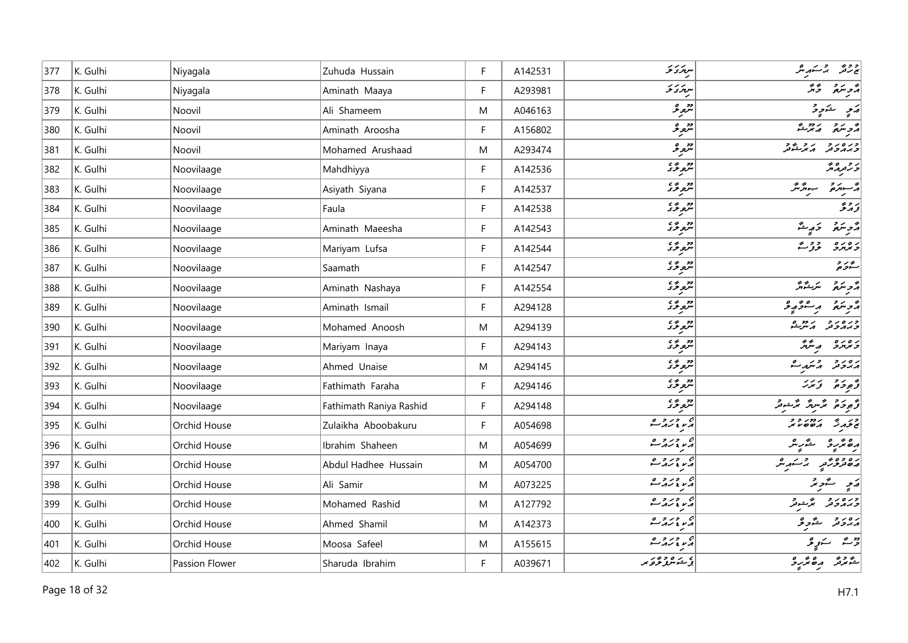| 377 | K. Gulhi | Niyagala | Zuhuda Hussain | F | A142531 | سِرَرَئِرَ | ج رتمَ برْسَمرِ سْ |
|---|---|---|---|---|---|---|---|
| 378 | K. Gulhi | Niyagala | Aminath Maaya | F | A293981 | سِرَرَئِرَ | مَّحِسَمَ وَمَّ |
| 379 | K. Gulhi | Noovil | Ali Shameem | M | A046163 | سْمُوِ وْ | مَعِ شَوِوْ |
| 380 | K. Gulhi | Noovil | Aminath Aroosha | F | A156802 | سْمُوِ وْ | مَّحِسَمَ مَبْرْشَ |
| 381 | K. Gulhi | Noovil | Mohamed Arushaad | M | A293474 | سْمُوِ وْ | وِرَمَرِوْ مَبْرُشَوْرْ |
| 382 | K. Gulhi | Noovilaage | Mahdhiyya | F | A142536 | سْمُوِ وَّى | وَرْبِرِمُرْ |
| 383 | K. Gulhi | Noovilaage | Asiyath Siyana | F | A142537 | سْمُوِ وَّى | مَّسِبِرَمَ سِبِرْسَ |
| 384 | K. Gulhi | Noovilaage | Faula | F | A142538 | سْمُوِ وَّى | وَمْدَ |
| 385 | K. Gulhi | Noovilaage | Aminath Maeesha | F | A142543 | سْمُوِ وَّى | مَّحِسَمَ وَمِشَ |
| 386 | K. Gulhi | Noovilaage | Mariyam Lufsa | F | A142544 | سْمُوِ وَّى | وَمْرَرَ وْوْسَ |
| 387 | K. Gulhi | Noovilaage | Saamath | F | A142547 | سْمُوِ وَّى | سَّوْرَ |
| 388 | K. Gulhi | Noovilaage | Aminath Nashaya | F | A142554 | سْمُوِ وَّى | مَّحِسَمَ سَرَشَمَ |
| 389 | K. Gulhi | Noovilaage | Aminath Ismail | F | A294128 | سْمُوِ وَّى | مَّحِسَمَ مِسْوَّمِوْ |
| 390 | K. Gulhi | Noovilaage | Mohamed Anoosh | M | A294139 | سْمُوِ وَّى | وِرَمَرِوْ مَسْرْشْ |
| 391 | K. Gulhi | Noovilaage | Mariyam Inaya | F | A294143 | سْمُوِ وَّى | وَمْرَرَ مِسَّمَ |
| 392 | K. Gulhi | Noovilaage | Ahmed Unaise | M | A294145 | سْمُوِ وَّى | مَرْوَرْ مُسَمِّرِ سْ |
| 393 | K. Gulhi | Noovilaage | Fathimath Faraha | F | A294146 | سْمُوِ وَّى | وَّجِوَمَ وَمَرَ |
| 394 | K. Gulhi | Noovilaage | Fathimath Raniya Rashid | F | A294148 | سْمُوِ وَّى | وَّجِوَمَ مُّسِرِمُّ مُّشِوْرْ |
| 395 | K. Gulhi | Orchid House | Zulaikha Aboobakuru | F | A054698 | مُرِ عَرَمْرُ سْ | جْوَمِرْتَ مَرْصُصَنَرْ |
| 396 | K. Gulhi | Orchid House | Ibrahim Shaheen | M | A054699 | مُرِ عَرَمْرُ سْ | مِرْصُمْرِوْ شَّرِسْ |
| 397 | K. Gulhi | Orchid House | Abdul Hadhee Hussain | M | A054700 | مُرِ عَرَمْرُ سْ | مَرْصُوْمُرْتَمِرِ بْرْسَمرِ سْ |
| 398 | K. Gulhi | Orchid House | Ali Samir | M | A073225 | مُرِ عَرَمْرُ سْ | مَعِ سَّحِمْرُ |
| 399 | K. Gulhi | Orchid House | Mohamed Rashid | M | A127792 | مُرِ عَرَمْرُ سْ | وِرَمَرِوْ مُّشِوْرْ |
| 400 | K. Gulhi | Orchid House | Ahmed Shamil | M | A142373 | مُرِ عَرَمْرُ سْ | مَرْوَرْ شَّحِوْ |
| 401 | K. Gulhi | Orchid House | Moosa Safeel | M | A155615 | مُرِ عَرَمْرُ سْ | وْسَّ سَوِوْ |
| 402 | K. Gulhi | Passion Flower | Sharuda Ibrahim | F | A039671 | پُشَسْرُوْوَمَرْ | شَّمْرُمَّ مِرْصُمْرِوْ |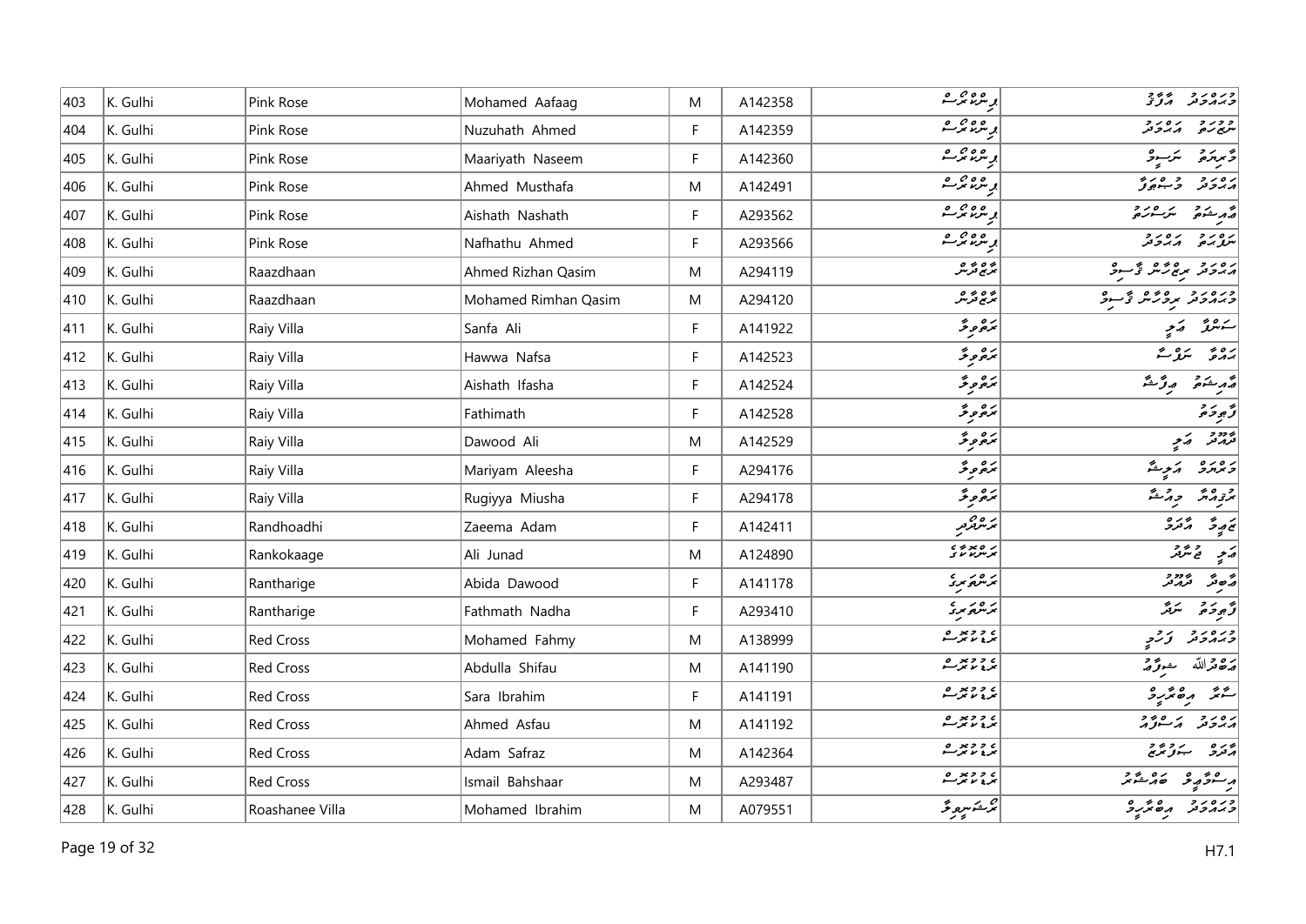| 403 | K. Gulhi | Pink Rose | Mohamed Aafaag | M | A142358 | پِنކް ރޯޒް | މުޙައްމަދު އާފާގު |
|---|---|---|---|---|---|---|---|
| 404 | K. Gulhi | Pink Rose | Nuzuhath Ahmed | F | A142359 | پިންކް ރޯޒް | ނުޒުހަތު އަޙްމަދު |
| 405 | K. Gulhi | Pink Rose | Maariyath Naseem | F | A142360 | پިންކް ރޯޒް | މާރިޔަތު ނަސީމް |
| 406 | K. Gulhi | Pink Rose | Ahmed Musthafa | M | A142491 | پިންކް ރޯޒް | އަޙްމަދު މުސްތަފާ |
| 407 | K. Gulhi | Pink Rose | Aishath Nashath | F | A293562 | پިންކް ރޯޒް | އާއިޝަތު ނަޝާތު |
| 408 | K. Gulhi | Pink Rose | Nafhathu Ahmed | F | A293566 | پިންކް ރޯޒް | ނަފްހަތު އަޙްމަދު |
| 409 | K. Gulhi | Raazdhaan | Ahmed Rizhan Qasim | M | A294119 | ރާޒްދާން | އަޙްމަދު ރިޒްހާން ޤާސިމް |
| 410 | K. Gulhi | Raazdhaan | Mohamed Rimhan Qasim | M | A294120 | ރާޒްދާން | މުޙައްމަދު ރިމްހާން ޤާސިމް |
| 411 | K. Gulhi | Raiy Villa | Sanfa Ali | F | A141922 | ރައިވިލާ | ސަންފާ އަލި |
| 412 | K. Gulhi | Raiy Villa | Hawwa Nafsa | F | A142523 | ރައިވިލާ | ހައްވާ ނަފްސާ |
| 413 | K. Gulhi | Raiy Villa | Aishath Ifasha | F | A142524 | ރައިވިލާ | އާއިޝަތު އިފާޝާ |
| 414 | K. Gulhi | Raiy Villa | Fathimath | F | A142528 | ރައިވިލާ | ފާތިމަތު |
| 415 | K. Gulhi | Raiy Villa | Dawood Ali | M | A142529 | ރައިވިލާ | ދާއޫދު އަލި |
| 416 | K. Gulhi | Raiy Villa | Mariyam Aleesha | F | A294176 | ރައިވިލާ | މަރިޔަމް އަލީޝާ |
| 417 | K. Gulhi | Raiy Villa | Rugiyya Miusha | F | A294178 | ރައިވިލާ | ރުގިއްޔާ މިއުޝާ |
| 418 | K. Gulhi | Randhoadhi | Zaeema Adam | F | A142411 | ރަންދޯދި | ޒަޢީމާ އާދަމް |
| 419 | K. Gulhi | Rankokaage | Ali Junad | M | A124890 | ރަންކޯކާގެ | އަލި ޖުނާދު |
| 420 | K. Gulhi | Rantharige | Abida Dawood | F | A141178 | ރަންތަރިގެ | އާބިދާ ދާއޫދު |
| 421 | K. Gulhi | Rantharige | Fathmath Nadha | F | A293410 | ރަންތަރިގެ | ފާތިމަތު ނަދާ |
| 422 | K. Gulhi | Red Cross | Mohamed Fahmy | M | A138999 | ރެޑްކްރޯސް | މުޙައްމަދު ފަހުމީ |
| 423 | K. Gulhi | Red Cross | Abdulla Shifau | M | A141190 | ރެޑްކްރޯސް | އަބްދުﷲ ޝިފާއު |
| 424 | K. Gulhi | Red Cross | Sara Ibrahim | F | A141191 | ރެޑްކްރޯސް | ސާރާ އިބްރާހީމް |
| 425 | K. Gulhi | Red Cross | Ahmed Asfau | M | A141192 | ރެޑްކްރޯސް | އަޙްމަދު އަސްފާއު |
| 426 | K. Gulhi | Red Cross | Adam Safraz | M | A142364 | ރެޑްކްރޯސް | އާދަމް ސަފްރާޒް |
| 427 | K. Gulhi | Red Cross | Ismail Bahshaar | M | A293487 | ރެޑްކްރޯސް | އިސްމާއީލް ބަހްޝާރު |
| 428 | K. Gulhi | Roashanee Villa | Mohamed Ibrahim | M | A079551 | ރޯޝަނީވިލާ | މުޙައްމަދު އިބްރާހީމް |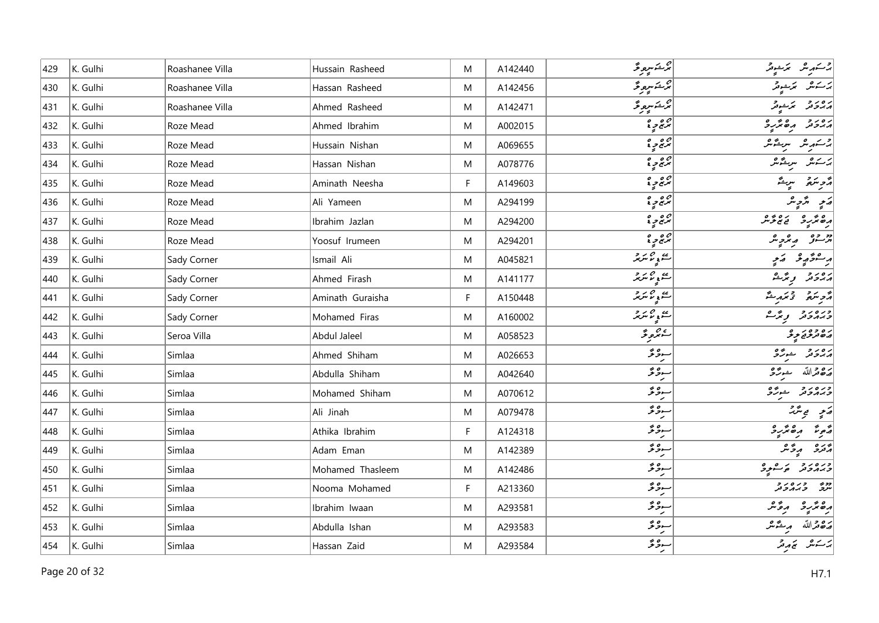| 429 | K. Gulhi | Roashanee Villa | Hussain Rasheed | M | A142440 | ޖޮޝަނީވިލާ | ޙުސައިން ރަޝީދު |
|---|---|---|---|---|---|---|---|
| 430 | K. Gulhi | Roashanee Villa | Hassan Rasheed | M | A142456 | ރޮޝަނީވިލާ | ހަސަން ރަޝީދު |
| 431 | K. Gulhi | Roashanee Villa | Ahmed Rasheed | M | A142471 | ރޮޝަނީވިލާ | އަހުމަދު ރަޝީދު |
| 432 | K. Gulhi | Roze Mead | Ahmed Ibrahim | M | A002015 | ރޯޒްމީޑް | އަހުމަދު އިބްރާހީމް |
| 433 | K. Gulhi | Roze Mead | Hussain Nishan | M | A069655 | ރޯޒްމީޑް | ޙުސައިން ނިޝާން |
| 434 | K. Gulhi | Roze Mead | Hassan Nishan | M | A078776 | ރޯޒްމީޑް | ހަސަން ނިޝާން |
| 435 | K. Gulhi | Roze Mead | Aminath Neesha | F | A149603 | ރޯޒްމީޑް | އާމިނަތު ނީޝާ |
| 436 | K. Gulhi | Roze Mead | Ali Yameen | M | A294199 | ރޯޒްމީޑް | އަލި ޔާމީން |
| 437 | K. Gulhi | Roze Mead | Ibrahim Jazlan | M | A294200 | ރޯޒްމީޑް | އިބްރާހީމް ޖަޒްލާން |
| 438 | K. Gulhi | Roze Mead | Yoosuf Irumeen | M | A294201 | ރޯޒްމީޑް | ޔޫސުފް އިރުމީން |
| 439 | K. Gulhi | Sady Corner | Ismail Ali | M | A045821 | ސޭޑީކޯނަރ | އިސްމާޢީލް އަލި |
| 440 | K. Gulhi | Sady Corner | Ahmed Firash | M | A141177 | ސޭޑީކޯނަރ | އަހުމަދު ފިރާޝް |
| 441 | K. Gulhi | Sady Corner | Aminath Guraisha | F | A150448 | ސޭޑީކޯނަރ | އާމިނަތު ގުރައިޝާ |
| 442 | K. Gulhi | Sady Corner | Mohamed Firas | M | A160002 | ސޭޑީކޯނަރ | މުހައްމަދު ފިރާސް |
| 443 | K. Gulhi | Seroa Villa | Abdul Jaleel | M | A058523 | ސެރޮވިލާ | އަބްދުލްޖަލީލް |
| 444 | K. Gulhi | Simlaa | Ahmed Shiham | M | A026653 | ސިމްލާ | އަހުމަދު ޝިހާމް |
| 445 | K. Gulhi | Simlaa | Abdulla Shiham | M | A042640 | ސިމްލާ | އަބްދުاللهُ ޝިހާމް |
| 446 | K. Gulhi | Simlaa | Mohamed Shiham | M | A070612 | ސިމްލާ | މުހައްމަދު ޝިހާމް |
| 447 | K. Gulhi | Simlaa | Ali Jinah | M | A079478 | ސިމްލާ | އަލި ޖިނާހް |
| 448 | K. Gulhi | Simlaa | Athika Ibrahim | F | A124318 | ސިމްލާ | އާތިކާ އިބްރާހީމް |
| 449 | K. Gulhi | Simlaa | Adam Eman | M | A142389 | ސިމްލާ | އާދަމް އީމާން |
| 450 | K. Gulhi | Simlaa | Mohamed Thasleem | M | A142486 | ސިމްލާ | މުހައްމަދު ތަސްލީމް |
| 451 | K. Gulhi | Simlaa | Nooma Mohamed | F | A213360 | ސިމްލާ | ނޫމާ މުހައްމަދު |
| 452 | K. Gulhi | Simlaa | Ibrahim Iwaan | M | A293581 | ސިމްލާ | އިބްރާހީމް އިވާން |
| 453 | K. Gulhi | Simlaa | Abdulla Ishan | M | A293583 | ސިމްލާ | އަބްދުاللهُ އިޝާން |
| 454 | K. Gulhi | Simlaa | Hassan Zaid | M | A293584 | ސިމްލާ | ހަސަން ޒައިދު |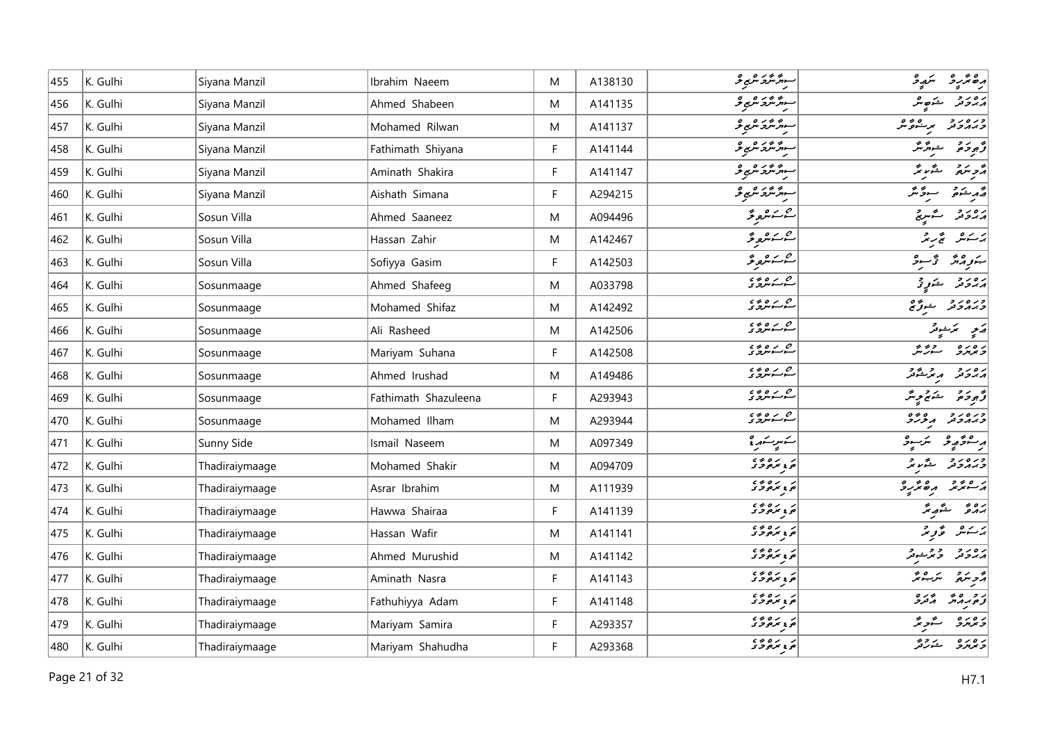| 455 | K. Gulhi | Siyana Manzil | Ibrahim Naeem | M | A138130 | سِیَانާ މަންޒިލް | އިބްރާހީމް ނަޢީމް |
|---|---|---|---|---|---|---|---|
| 456 | K. Gulhi | Siyana Manzil | Ahmed Shabeen | M | A141135 | ސިޔާނާ މަންޒިލް | އަޙްމަދު ޝަބީން |
| 457 | K. Gulhi | Siyana Manzil | Mohamed Rilwan | M | A141137 | ސިޔާނާ މަންޒިލް | މުޙައްމަދު ރިލްވާން |
| 458 | K. Gulhi | Siyana Manzil | Fathimath Shiyana | F | A141144 | ސިޔާނާ މަންޒިލް | ފާތިމަތު ޝިޔާނާ |
| 459 | K. Gulhi | Siyana Manzil | Aminath Shakira | F | A141147 | ސިޔާނާ މަންޒިލް | އާމިނަތު ޝާކިރާ |
| 460 | K. Gulhi | Siyana Manzil | Aishath Simana | F | A294215 | ސިޔާނާ މަންޒިލް | އާއިޝަތު ސިމާނާ |
| 461 | K. Gulhi | Sosun Villa | Ahmed Saaneez | M | A094496 | ސޯސަންވިލާ | އަޙްމަދު ސާނީޒް |
| 462 | K. Gulhi | Sosun Villa | Hassan Zahir | M | A142467 | ސޯސަންވިލާ | ޙަސަން ޒާހިރު |
| 463 | K. Gulhi | Sosun Villa | Sofiyya Gasim | F | A142503 | ސޯސަންވިލާ | ސަފިއްޔާ ޤާސިމް |
| 464 | K. Gulhi | Sosunmaage | Ahmed Shafeeg | M | A033798 | ސޯސަންމާގެ | އަޙްމަދު ޝަފީޤު |
| 465 | K. Gulhi | Sosunmaage | Mohamed Shifaz | M | A142492 | ސޯސަންމާގެ | މުޙައްމަދު ޝިފާޒް |
| 466 | K. Gulhi | Sosunmaage | Ali Rasheed | M | A142506 | ސޯސަންމާގެ | ޢަލީ ރަޝީދު |
| 467 | K. Gulhi | Sosunmaage | Mariyam Suhana | F | A142508 | ސޯސަންމާގެ | މަރިޔަމް ސުހާނާ |
| 468 | K. Gulhi | Sosunmaage | Ahmed Irushad | M | A149486 | ސޯސަންމާގެ | އަޙްމަދު އިރުޝާދު |
| 469 | K. Gulhi | Sosunmaage | Fathimath Shazuleena | F | A293943 | ސޯސަންމާގެ | ފާތިމަތު ޝަޒުލީނާ |
| 470 | K. Gulhi | Sosunmaage | Mohamed Ilham | M | A293944 | ސޯސަންމާގެ | މުޙައްމަދު އިލްހާމް |
| 471 | K. Gulhi | Sunny Side | Ismail Naseem | M | A097349 | ސަނީސައިޑް | އިސްމާޢީލް ނަސީމް |
| 472 | K. Gulhi | Thadiraiymaage | Mohamed Shakir | M | A094709 | ތަދިރައިމާގެ | މުޙައްމަދު ޝާކިރު |
| 473 | K. Gulhi | Thadiraiymaage | Asrar Ibrahim | M | A111939 | ތަދިރައިމާގެ | އަސްރާރު އިބްރާހީމް |
| 474 | K. Gulhi | Thadiraiymaage | Hawwa Shairaa | F | A141139 | ތަދިރައިމާގެ | ޙައްވާ ޝާއިރާ |
| 475 | K. Gulhi | Thadiraiymaage | Hassan Wafir | M | A141141 | ތަދިރައިމާގެ | ޙަސަން ވާފިރު |
| 476 | K. Gulhi | Thadiraiymaage | Ahmed Murushid | M | A141142 | ތަދިރައިމާގެ | އަޙްމަދު މުރުޝިދު |
| 477 | K. Gulhi | Thadiraiymaage | Aminath Nasra | F | A141143 | ތަދިރައިމާގެ | އާމިނަތު ނަސްރާ |
| 478 | K. Gulhi | Thadiraiymaage | Fathuhiyya Adam | F | A141148 | ތަދިރައިމާގެ | ފަތުހިއްޔާ އާދަމް |
| 479 | K. Gulhi | Thadiraiymaage | Mariyam Samira | F | A293357 | ތަދިރައިމާގެ | މަރިޔަމް ސަމީރާ |
| 480 | K. Gulhi | Thadiraiymaage | Mariyam Shahudha | F | A293368 | ތަދިރައިމާގެ | މަރިޔަމް ޝަހުދާ |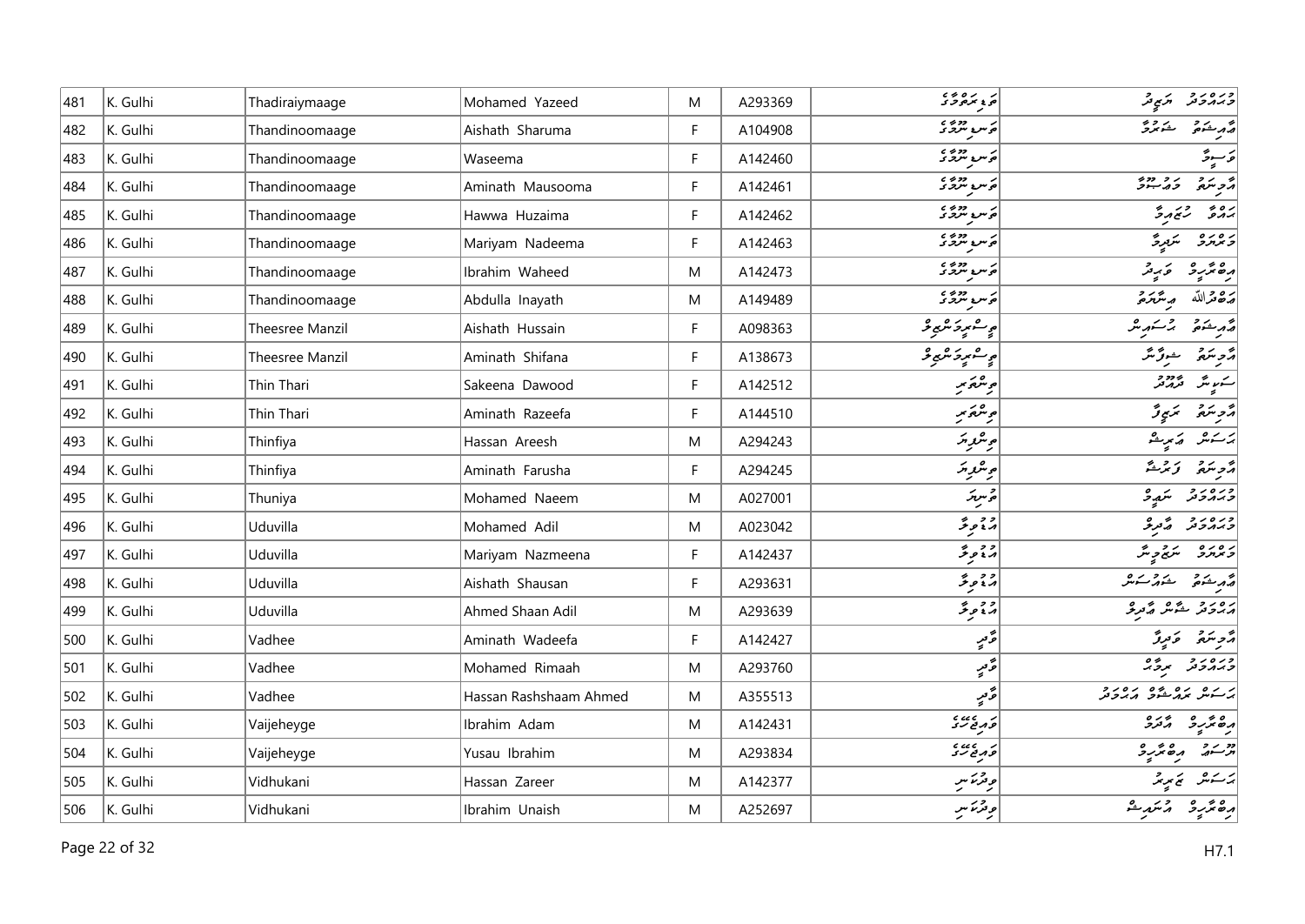| 481 | K. Gulhi | Thadiraiymaage | Mohamed Yazeed | M | A293369 | ގަދިރައިމާގެ | މުހައްމަދު ޔަޒީދު |
|---|---|---|---|---|---|---|---|
| 482 | K. Gulhi | Thandinoomaage | Aishath Sharuma | F | A104908 | ތަންޑިނޫމާގެ | އައިޝަތު ޝަރުމާ |
| 483 | K. Gulhi | Thandinoomaage | Waseema | F | A142460 | ތަންޑިނޫމާގެ | ވަސީމާ |
| 484 | K. Gulhi | Thandinoomaage | Aminath Mausooma | F | A142461 | ތަންޑިނޫމާގެ | އާމިނަތު މައުސޫމާ |
| 485 | K. Gulhi | Thandinoomaage | Hawwa Huzaima | F | A142462 | ތަންޑިނޫމާގެ | ހައްވާ ހުޒައިމާ |
| 486 | K. Gulhi | Thandinoomaage | Mariyam Nadeema | F | A142463 | ތަންޑިނޫމާގެ | މަރިޔަމް ނަދީމާ |
| 487 | K. Gulhi | Thandinoomaage | Ibrahim Waheed | M | A142473 | ތަންޑިނޫމާގެ | އިބްރާހީމް ވަހީދު |
| 488 | K. Gulhi | Thandinoomaage | Abdulla Inayath | M | A149489 | ތަންޑިނޫމާގެ | އަބްދުﷲ އިނާޔަތު |
| 489 | K. Gulhi | Theesree Manzil | Aishath Hussain | F | A098363 | ތީސްރީމަންޒިލް | އައިޝަތު ހުސައިން |
| 490 | K. Gulhi | Theesree Manzil | Aminath Shifana | F | A138673 | ތީސްރީމަންޒިލް | އާމިނަތު ޝިފާނާ |
| 491 | K. Gulhi | Thin Thari | Sakeena Dawood | F | A142512 | ތިންތަރި | ސަކީނާ ދާއޫދު |
| 492 | K. Gulhi | Thin Thari | Aminath Razeefa | F | A144510 | ތިންތަރި | އާމިނަތު ރަޒީފާ |
| 493 | K. Gulhi | Thinfiya | Hassan Areesh | M | A294243 | ތިންފިޔަ | ހަސަން އަރީޝް |
| 494 | K. Gulhi | Thinfiya | Aminath Farusha | F | A294245 | ތިންފިޔަ | އާމިނަތު ފަރުޝާ |
| 495 | K. Gulhi | Thuniya | Mohamed Naeem | M | A027001 | ތުނިޔަ | މުހައްމަދު ނައީމް |
| 496 | K. Gulhi | Uduvilla | Mohamed Adil | M | A023042 | އުދުވިލާ | މުހައްމަދު އާދިލް |
| 497 | K. Gulhi | Uduvilla | Mariyam Nazmeena | F | A142437 | އުދުވިލާ | މަރިޔަމް ނަޒްމީނާ |
| 498 | K. Gulhi | Uduvilla | Aishath Shausan | F | A293631 | އުދުވިލާ | އައިޝަތު ޝައުސަން |
| 499 | K. Gulhi | Uduvilla | Ahmed Shaan Adil | M | A293639 | އުދުވިލާ | އަހްމަދު ޝާން އާދިލް |
| 500 | K. Gulhi | Vadhee | Aminath Wadeefa | F | A142427 | ވާދީ | އާމިނަތު ވަދީފާ |
| 501 | K. Gulhi | Vadhee | Mohamed Rimaah | M | A293760 | ވާދީ | މުހައްމަދު ރިމާހް |
| 502 | K. Gulhi | Vadhee | Hassan Rashshaam Ahmed | M | A355513 | ވާދީ | ހަސަން ރައްޝާމް އަހްމަދު |
| 503 | K. Gulhi | Vaijeheyge | Ibrahim Adam | M | A142431 | ވައިޖެހޭގެ | އިބްރާހީމް އާދަމް |
| 504 | K. Gulhi | Vaijeheyge | Yusau Ibrahim | M | A293834 | ވައިޖެހޭގެ | ޔޫސައު އިބްރާހީމް |
| 505 | K. Gulhi | Vidhukani | Hassan Zareer | M | A142377 | ވިދުކަނި | ހަސަން ޒަރީރު |
| 506 | K. Gulhi | Vidhukani | Ibrahim Unaish | M | A252697 | ވިދުކަނި | އިބްރާހީމް އުނައިޝް |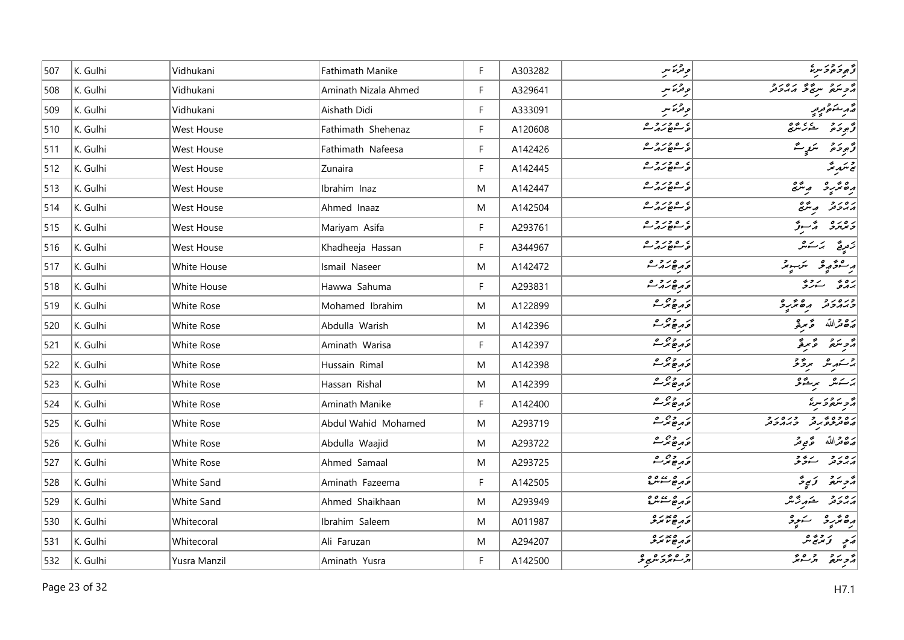| 507 | K. Gulhi | Vidhukani | Fathimath Manike | F | A303282 | ވިދުކަނި | ފާތިމަތުމަނިކެ |
|---|---|---|---|---|---|---|---|
| 508 | K. Gulhi | Vidhukani | Aminath Nizala Ahmed | F | A329641 | ވިދުކަނި | އާމިނަތު ނިޒާލާ އަހުމަދު |
| 509 | K. Gulhi | Vidhukani | Aishath Didi | F | A333091 | ވިދުކަނި | އާއިޝަތުދީދީ |
| 510 | K. Gulhi | West House | Fathimath Shehenaz | F | A120608 | ވެސްޓްހައުސް | ފާތިމަތު ޝެހެނާޒް |
| 511 | K. Gulhi | West House | Fathimath Nafeesa | F | A142426 | ވެސްޓްހައުސް | ފާތިމަތު ނަފީސާ |
| 512 | K. Gulhi | West House | Zunaira | F | A142445 | ވެސްޓްހައުސް | ޒުނައިރާ |
| 513 | K. Gulhi | West House | Ibrahim Inaz | M | A142447 | ވެސްޓްހައުސް | އިބްރާހިމް އިނާޒް |
| 514 | K. Gulhi | West House | Ahmed Inaaz | M | A142504 | ވެސްޓްހައުސް | އަހުމަދު އިނާޒް |
| 515 | K. Gulhi | West House | Mariyam Asifa | F | A293761 | ވެސްޓްހައުސް | މަރިޔަމް އާސިފާ |
| 516 | K. Gulhi | West House | Khadheeja Hassan | F | A344967 | ވެސްޓްހައުސް | ޚަދީޖާ ހަސަން |
| 517 | K. Gulhi | White House | Ismail Naseer | M | A142472 | ވައިޓްހައުސް | އިސްމާއީލް ނަސީރު |
| 518 | K. Gulhi | White House | Hawwa Sahuma | F | A293831 | ވައިޓްހައުސް | ހައްވާ ސަހުމާ |
| 519 | K. Gulhi | White Rose | Mohamed Ibrahim | M | A122899 | ވައިޓްރޯސް | މުހައްމަދު އިބްރާހިމް |
| 520 | K. Gulhi | White Rose | Abdulla Warish | M | A142396 | ވައިޓްރޯސް | އަބްދުﷲ ވާރިޝް |
| 521 | K. Gulhi | White Rose | Aminath Warisa | F | A142397 | ވައިޓްރޯސް | އާމިނަތު ވާރިޝާ |
| 522 | K. Gulhi | White Rose | Hussain Rimal | M | A142398 | ވައިޓްރޯސް | ހުސައިން ރިމާލް |
| 523 | K. Gulhi | White Rose | Hassan Rishal | M | A142399 | ވައިޓްރޯސް | ހަސަން ރިޝާލް |
| 524 | K. Gulhi | White Rose | Aminath Manike | F | A142400 | ވައިޓްރޯސް | އާމިނަތުމަނިކެ |
| 525 | K. Gulhi | White Rose | Abdul Wahid Mohamed | M | A293719 | ވައިޓްރޯސް | އަބްދުލްވާހިދު މުހައްމަދު |
| 526 | K. Gulhi | White Rose | Abdulla Waajid | M | A293722 | ވައިޓްރޯސް | އަބްދުﷲ ވާޖިދު |
| 527 | K. Gulhi | White Rose | Ahmed Samaal | M | A293725 | ވައިޓްރޯސް | އަހުމަދު ސަމާލް |
| 528 | K. Gulhi | White Sand | Aminath Fazeema | F | A142505 | ވައިޓްސެންޑް | އާމިނަތު ފަޒީމާ |
| 529 | K. Gulhi | White Sand | Ahmed Shaikhaan | M | A293949 | ވައިޓްސެންޑް | އަހުމަދު ޝައިހާން |
| 530 | K. Gulhi | Whitecoral | Ibrahim Saleem | M | A011987 | ވައިޓްކޯރަލް | އިބްރާހިމް ސަލީމް |
| 531 | K. Gulhi | Whitecoral | Ali Faruzan | M | A294207 | ވައިޓްކޯރަލް | އަލި ފަރުޒާން |
| 532 | K. Gulhi | Yusra Manzil | Aminath Yusra | F | A142500 | ޔުސްރާމަންޒިލް | އާމިނަތު ޔުސްރާ |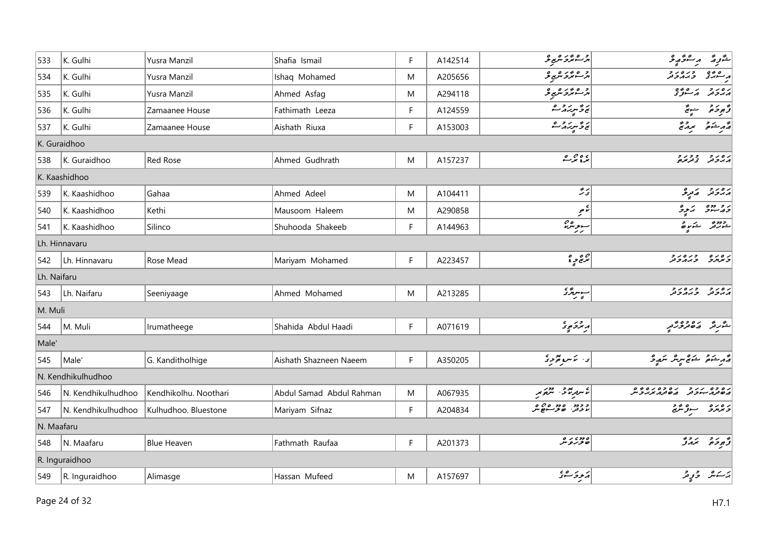| | | | | | | | |
|---|---|---|---|---|---|---|---|
| 533 | K. Gulhi | Yusra Manzil | Shafia Ismail | F | A142514 | ދުސްރާމަންޒިލް | ޝާފިޢާ އިސްމާޢީލް |
| 534 | K. Gulhi | Yusra Manzil | Ishaq Mohamed | M | A205656 | ދުސްރާމަންޒިލް | އިސްޙާޤު މުޙައްމަދު |
| 535 | K. Gulhi | Yusra Manzil | Ahmed Asfag | M | A294118 | ދުސްރާމަންޒިލް | އަޙްމަދު އަސްފާގު |
| 536 | K. Gulhi | Zamaanee House | Fathimath Leeza | F | A124559 | ޒަމާނީހައުސް | ފާތިމަތު ލީޒާ |
| 537 | K. Gulhi | Zamaanee House | Aishath Riuxa | F | A153003 | ޒަމާނީހައުސް | ޢާއިޝަތު ރިއުޒާ |
| K. Guraidhoo | | | | | | | |
| 538 | K. Guraidhoo | Red Rose | Ahmed Gudhrath | M | A157237 | ރެޑްރޯސް | އަޙްމަދު ޤުދްރަތު |
| K. Kaashidhoo | | | | | | | |
| 539 | K. Kaashidhoo | Gahaa | Ahmed Adeel | M | A104411 | ގަހާ | އަޙްމަދު އަދީލް |
| 540 | K. Kaashidhoo | Kethi | Mausoom Haleem | M | A290858 | ކެތި | މައުޞޫމް ހަލީމް |
| 541 | K. Kaashidhoo | Silinco | Shuhooda Shakeeb | F | A144963 | ސިލިންކޯ | ޝުހޫދާ ޝަކީބު |
| Lh. Hinnavaru | | | | | | | |
| 542 | Lh. Hinnavaru | Rose Mead | Mariyam Mohamed | F | A223457 | ރޯޒްމީޑް | މަރިޔަމް މުޙައްމަދު |
| Lh. Naifaru | | | | | | | |
| 543 | Lh. Naifaru | Seeniyaage | Ahmed Mohamed | M | A213285 | ސީނިޔާގެ | އަޙްމަދު މުޙައްމަދު |
| M. Muli | | | | | | | |
| 544 | M. Muli | Irumatheege | Shahida Abdul Haadi | F | A071619 | އިރުމަތީގެ | ޝާހިދާ އަބްދުލްހާދީ |
| Male' | | | | | | | |
| 545 | Male' | G. Kanditholhige | Aishath Shazneen Naeem | F | A350205 | ގ. ކަންދިތޮޅިގެ | ޢާއިޝަތު ޝަޒްނީން ނައީމް |
| N. Kendhikulhudhoo | | | | | | | |
| 546 | N. Kendhikulhudhoo | Kendhikolhu. Noothari | Abdul Samad Abdul Rahman | M | A067935 | ކެންދިކޮޅު. ނޫތަރި | އަބްދުލްޞަމަދު އަބްދުއްރަޙްމާން |
| 547 | N. Kendhikulhudhoo | Kulhudhoo. Bluestone | Mariyam Sifnaz | F | A204834 | ކުޅުދޫ. ބްލޫސްޓޯން | މަރިޔަމް ސިފްނާޒް |
| N. Maafaru | | | | | | | |
| 548 | N. Maafaru | Blue Heaven | Fathmath Raufaa | F | A201373 | ބްލޫހެވަން | ފާތިމަތު ރައުފާ |
| R. Inguraidhoo | | | | | | | |
| 549 | R. Inguraidhoo | Alimasge | Hassan Mufeed | M | A157697 | އަލިމަސްގެ | ޙަސަން މުފީދު |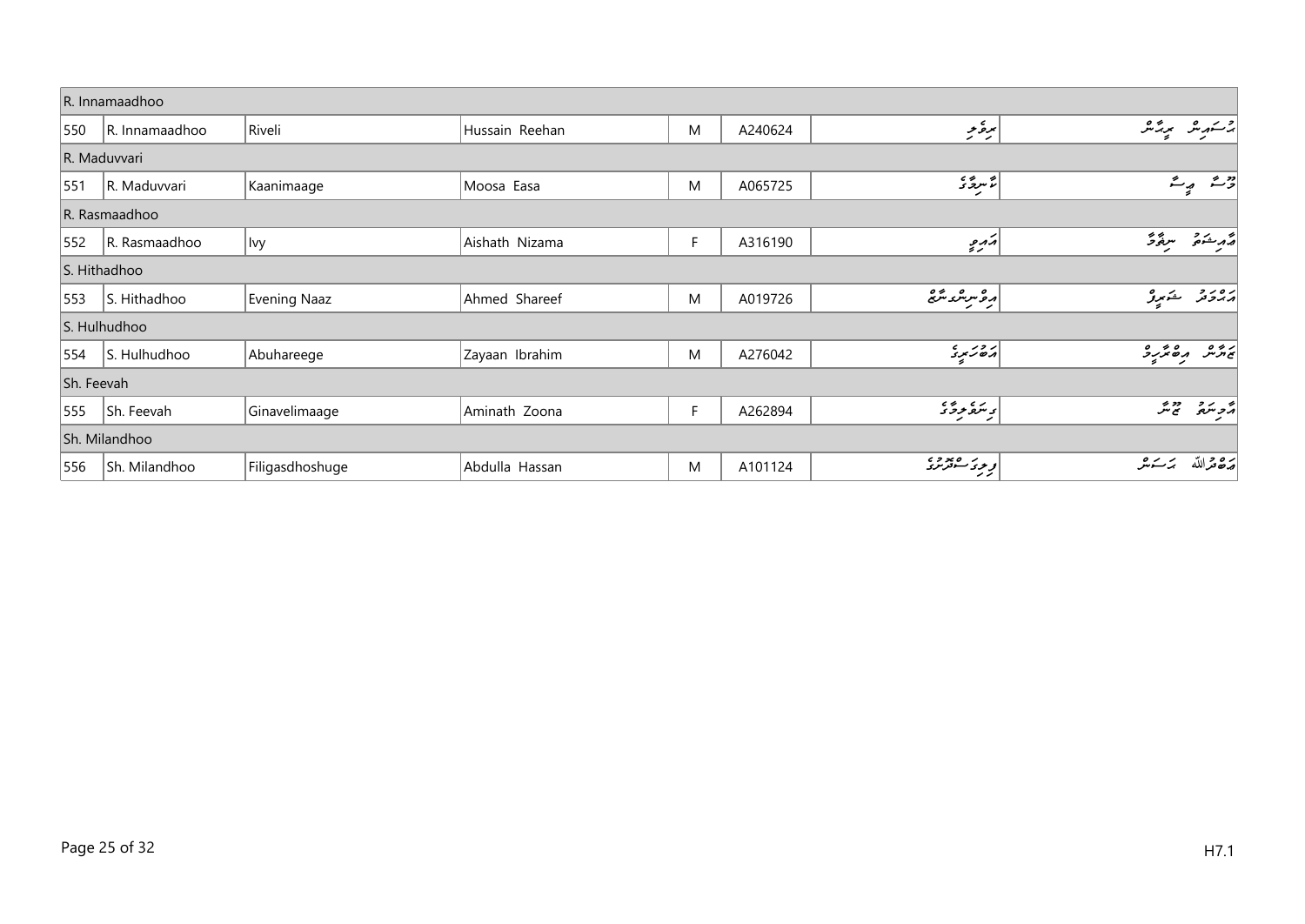| | | | | | | | |
|---|---|---|---|---|---|---|---|
| R. Innamaadhoo | | | | | | | |
| 550 | R. Innamaadhoo | Riveli | Hussain Reehan | M | A240624 | ރިވެލި | ހުސައިން ރީހާން |
| R. Maduvvari | | | | | | | |
| 551 | R. Maduvvari | Kaanimaage | Moosa Easa | M | A065725 | ކާނިމާގެ | މޫސާ އީސާ |
| R. Rasmaadhoo | | | | | | | |
| 552 | R. Rasmaadhoo | Ivy | Aishath Nizama | F | A316190 | އައިވީ | އާއިޝަތު ނިޒާމާ |
| S. Hithadhoo | | | | | | | |
| 553 | S. Hithadhoo | Evening Naaz | Ahmed Shareef | M | A019726 | އިވްނިންގ ނާޒް | އަހުމަދު ޝަރީފް |
| S. Hulhudhoo | | | | | | | |
| 554 | S. Hulhudhoo | Abuhareege | Zayaan Ibrahim | M | A276042 | އަބުހަރީގެ | ޒަޔާން އިބްރާހީމް |
| Sh. Feevah | | | | | | | |
| 555 | Sh. Feevah | Ginavelimaage | Aminath Zoona | F | A262894 | ގިނަވެލިމާގެ | އާމިނަތު ޒޫނާ |
| Sh. Milandhoo | | | | | | | |
| 556 | Sh. Milandhoo | Filigasdhoshuge | Abdulla Hassan | M | A101124 | ފިލިގަސްދޮށުގެ | އަބްދުﷲ ހަސަން |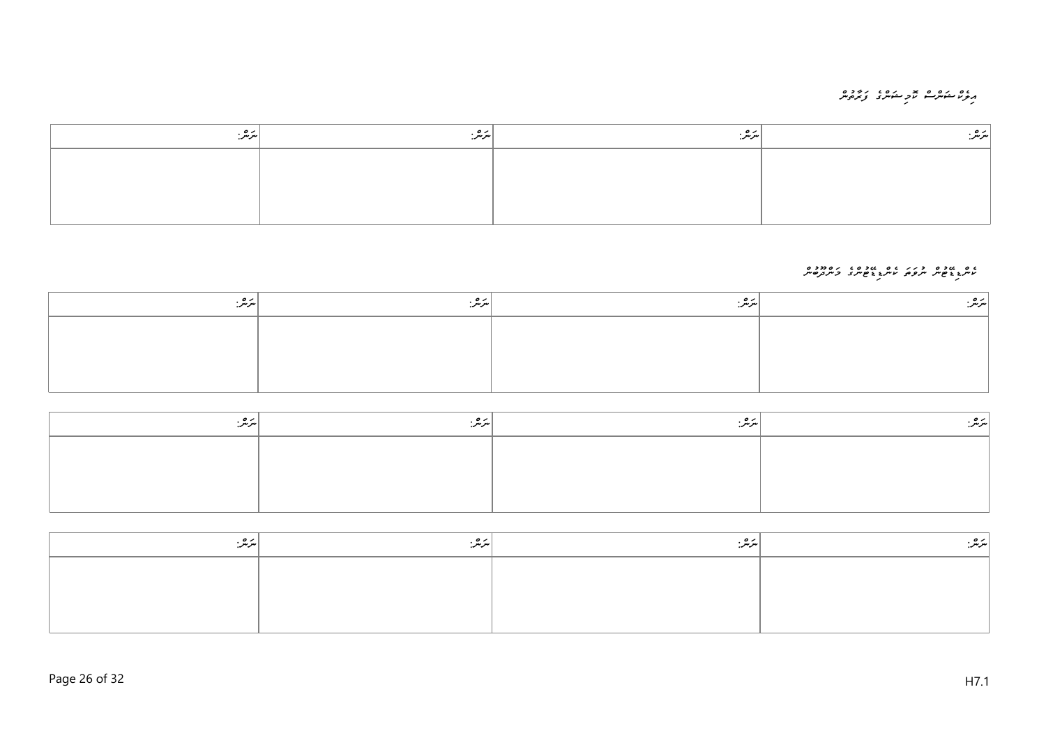# ދިވެހިރާއްޖޭގެ ޤާނޫނުއަސާސީ ނިޔަލަށް ބަދަލުކުރާ ބިލު

| ނަންބަރު: | ނަންބަރު: | ނަންބަރު: | ނަންބަރު: |
|---|---|---|---|
| | | | |

## ބައްދަލުވުމުގެ ހުށަހަޅާ ބަދަލުތަކާއި މަޝްވަރާ

| ނަންބަރު: | ނަންބަރު: | ނަންބަރު: | ނަންބަރު: |
|---|---|---|---|
| | | | |

| ނަންބަރު: | ނަންބަރު: | ނަންބަރު: | ނަންބަރު: |
|---|---|---|---|
| | | | |

| ނަންބަރު: | ނަންބަރު: | ނަންބަރު: | ނަންބަރު: |
|---|---|---|---|
| | | | |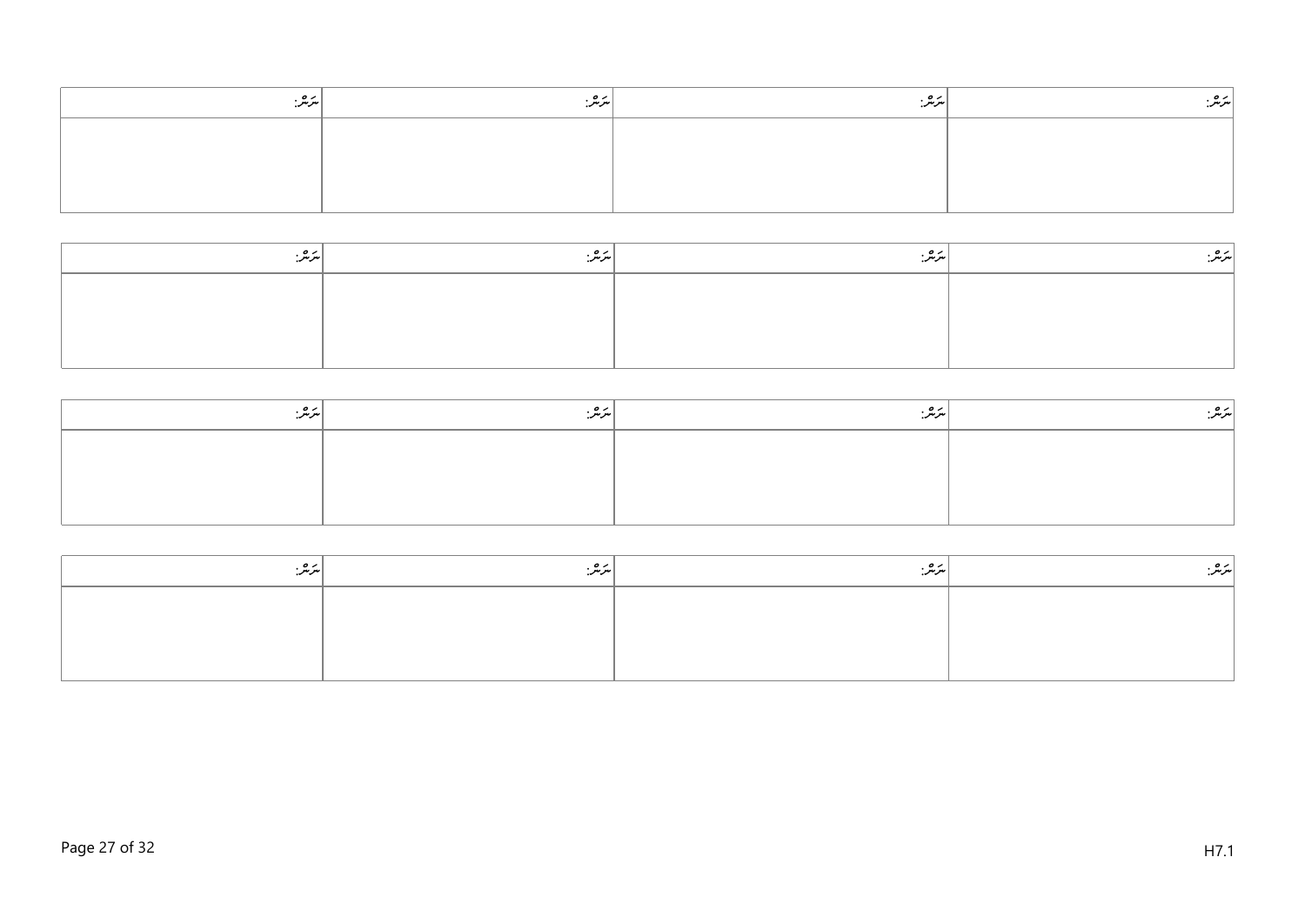| ﻿ﯩﺮﯨﺸ: | ﻿ﯩﺮﯨﺸ: | ﻿ﯩﺮﯨﺸ: | ﻿ﯩﺮﯨﺸ: |
| --- | --- | --- | --- |
| | | | |

| ﻿ﯩﺮﯨﺸ: | ﻿ﯩﺮﯨﺸ: | ﻿ﯩﺮﯨﺸ: | ﻿ﯩﺮﯨﺸ: |
| --- | --- | --- | --- |
| | | | |

| ﻿ﯩﺮﯨﺸ: | ﻿ﯩﺮﯨﺸ: | ﻿ﯩﺮﯨﺸ: | ﻿ﯩﺮﯨﺸ: |
| --- | --- | --- | --- |
| | | | |

| ﻿ﯩﺮﯨﺸ: | ﻿ﯩﺮﯨﺸ: | ﻿ﯩﺮﯨﺸ: | ﻿ﯩﺮﯨﺸ: |
| --- | --- | --- | --- |
| | | | |

H7.1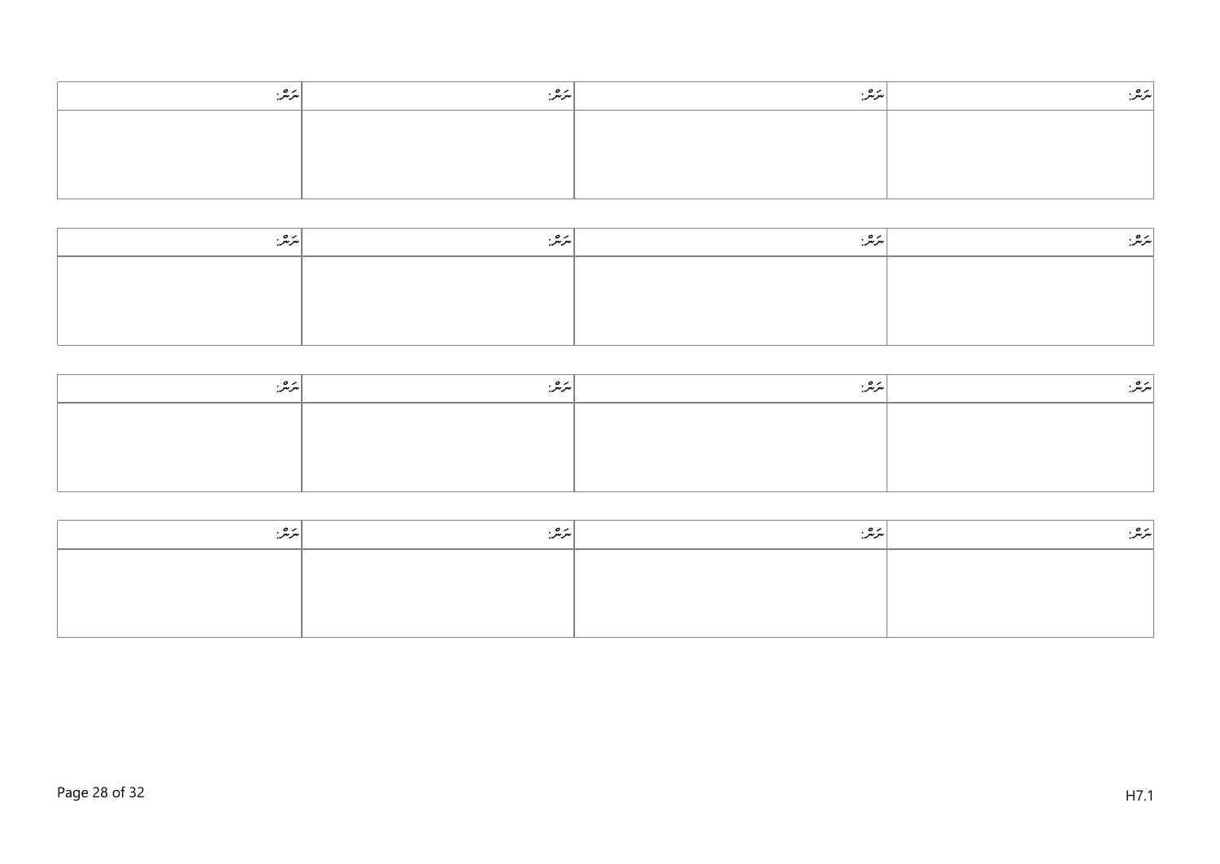| ނަރެށް: | ނަރެށް: | ނަރެށް: | ނަރެށް: |
|---|---|---|---|
| | | | |

| ނަރެށް: | ނަރެށް: | ނަރެށް: | ނަރެށް: |
|---|---|---|---|
| | | | |

| ނަރެށް: | ނަރެށް: | ނަރެށް: | ނަރެށް: |
|---|---|---|---|
| | | | |

| ނަރެށް: | ނަރެށް: | ނަރެށް: | ނަރެށް: |
|---|---|---|---|
| | | | |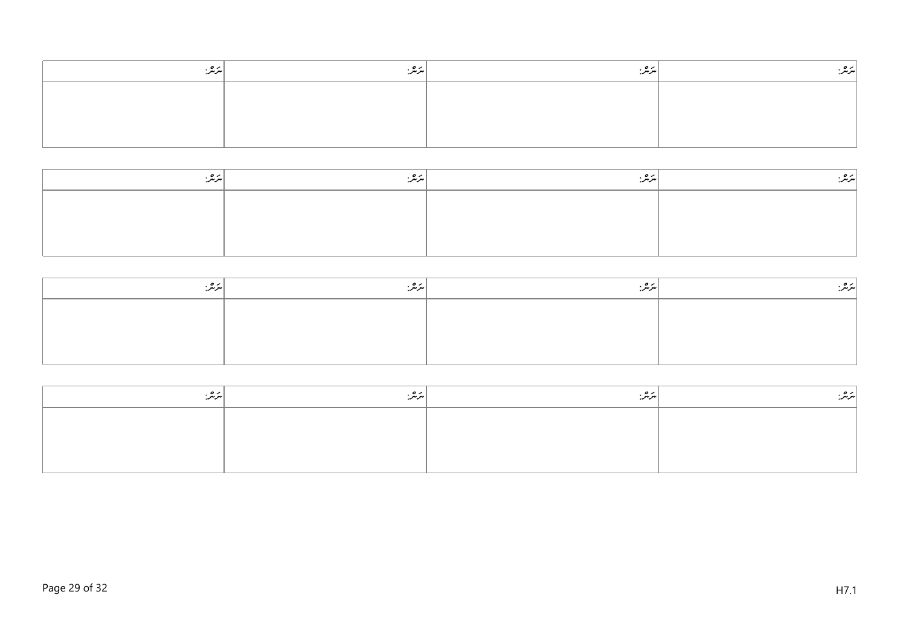| ނަރުދ: | ނަރުދ: | ނަރުދ: | ނަރުދ: |
| --- | --- | --- | --- |
| | | | |

| ނަރުދ: | ނަރުދ: | ނަރުދ: | ނަރުދ: |
| --- | --- | --- | --- |
| | | | |

| ނަރުދ: | ނަރުދ: | ނަރުދ: | ނަރުދ: |
| --- | --- | --- | --- |
| | | | |

| ނަރުދ: | ނަރުދ: | ނަރުދ: | ނަރުދ: |
| --- | --- | --- | --- |
| | | | |

H7.1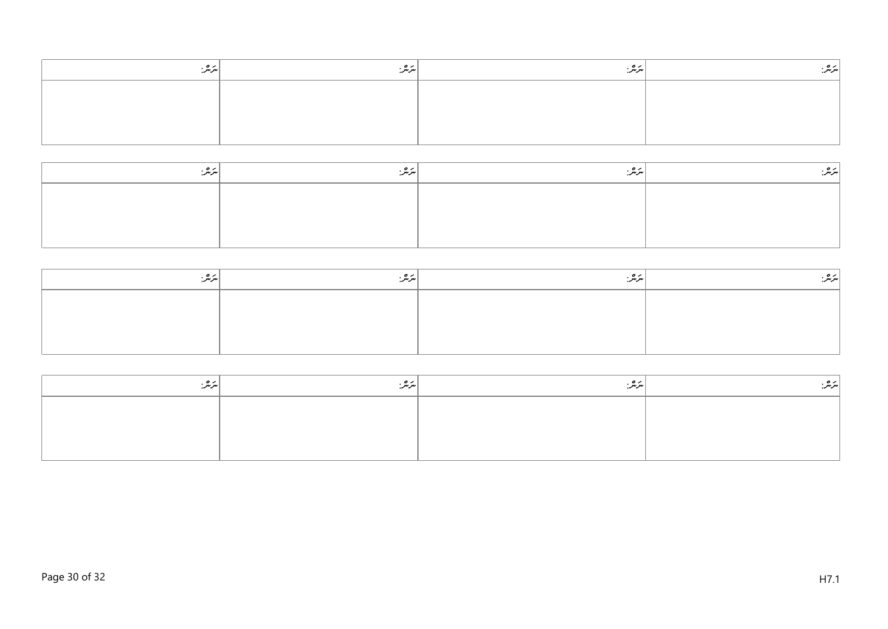| ىَرَىْ: | ىَرَىْ: | ىَرَىْ: | ىَرَىْ: |
| --- | --- | --- | --- |
| | | | |

| ىَرَىْ: | ىَرَىْ: | ىَرَىْ: | ىَرَىْ: |
| --- | --- | --- | --- |
| | | | |

| ىَرَىْ: | ىَرَىْ: | ىَرَىْ: | ىَرَىْ: |
| --- | --- | --- | --- |
| | | | |

| ىَرَىْ: | ىَرَىْ: | ىَرَىْ: | ىَرَىْ: |
| --- | --- | --- | --- |
| | | | |

H7.1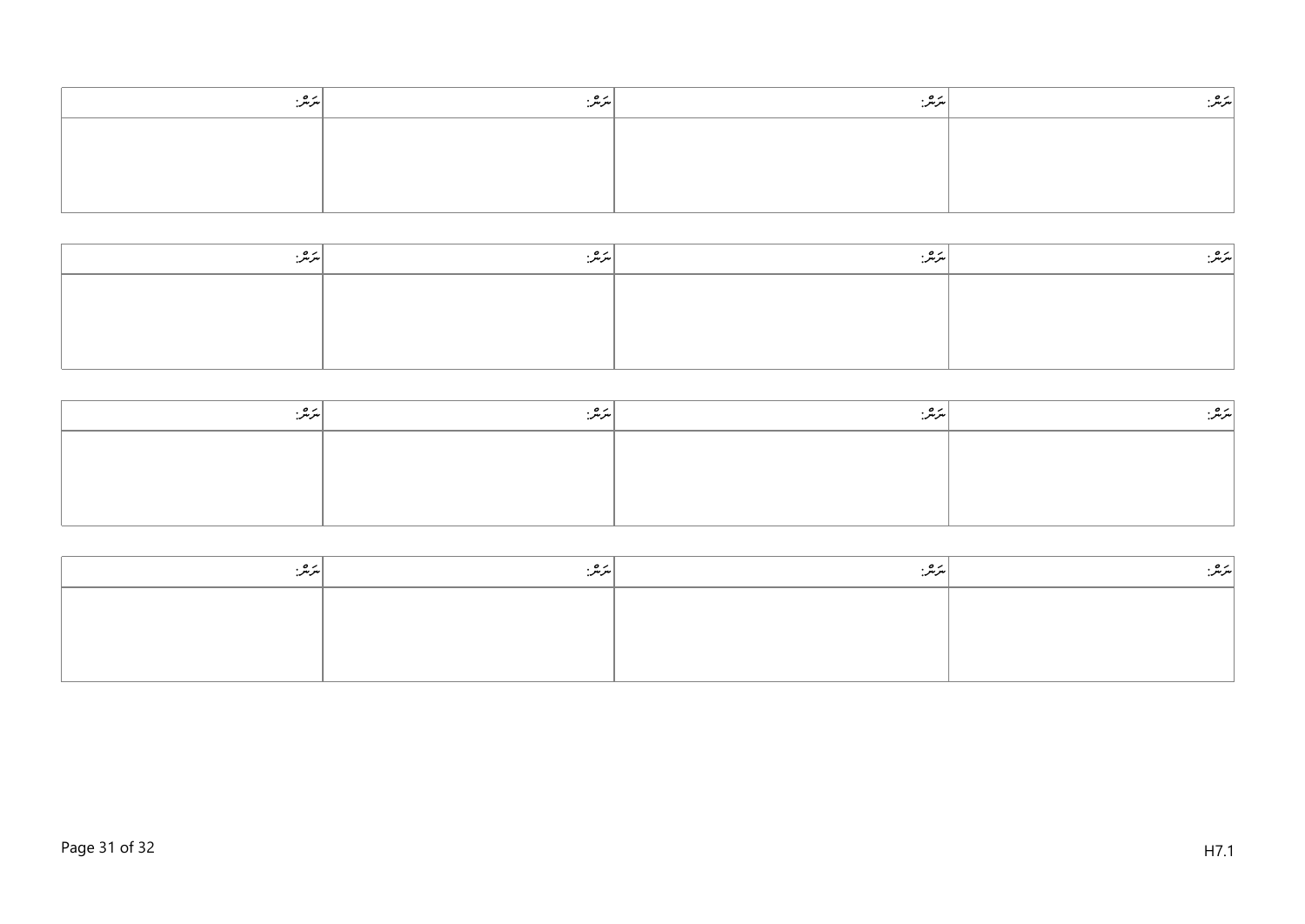| ތަރިޚް: | ތަރިޚް: | ތަރިޚް: | ތަރިޚް: |
|---|---|---|---|
| | | | |

| ތަރިޚް: | ތަރިޚް: | ތަރިޚް: | ތަރިޚް: |
|---|---|---|---|
| | | | |

| ތަރިޚް: | ތަރިޚް: | ތަރިޚް: | ތަރިޚް: |
|---|---|---|---|
| | | | |

| ތަރިޚް: | ތަރިޚް: | ތަރިޚް: | ތަރިޚް: |
|---|---|---|---|
| | | | |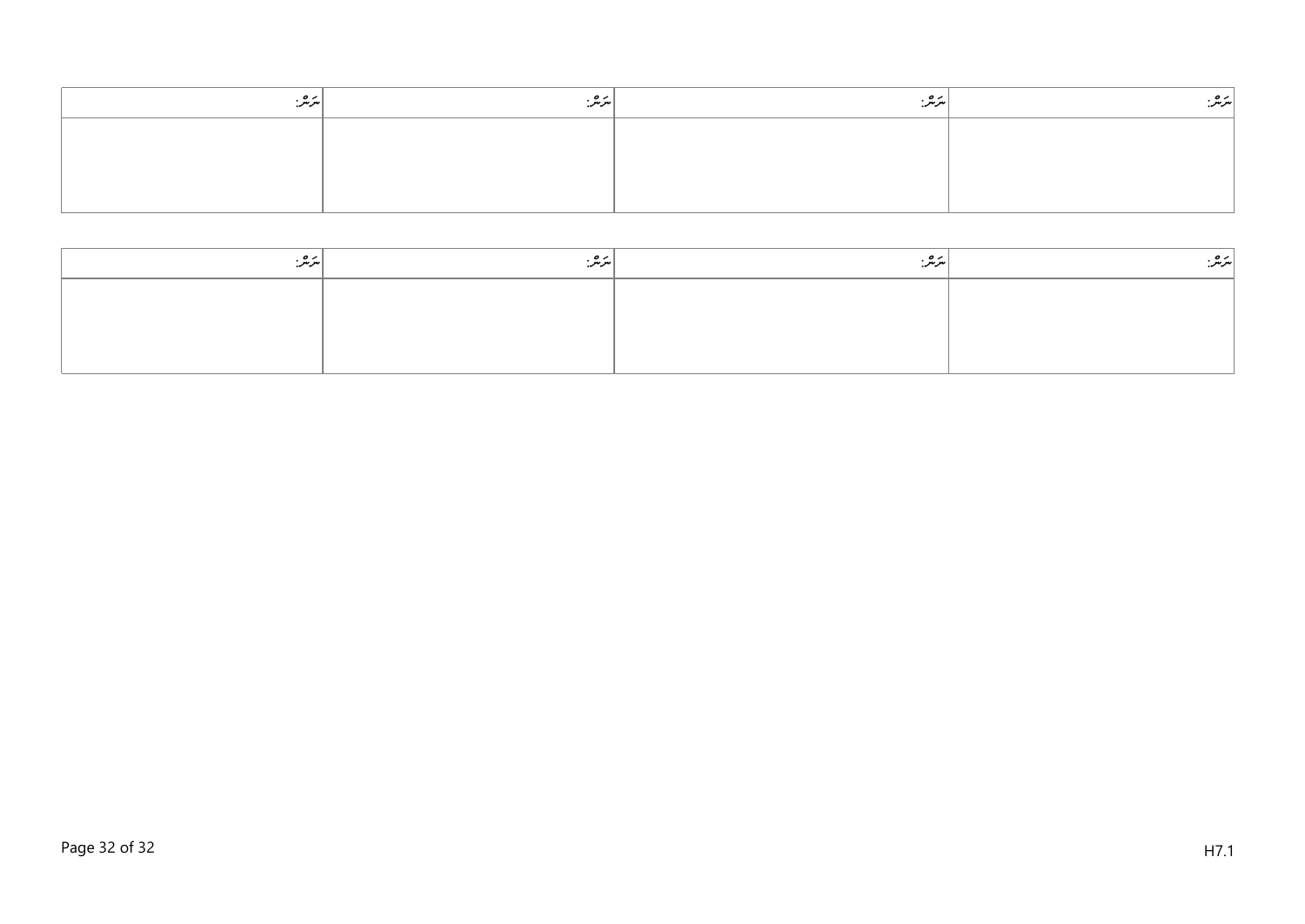| ނަންބް: | ނަންބް: | ނަންބް: | ނަންބް: |
|---|---|---|---|
| | | | |

| ނަންބް: | ނަންބް: | ނަންބް: | ނަންބް: |
|---|---|---|---|
| | | | |

H7.1